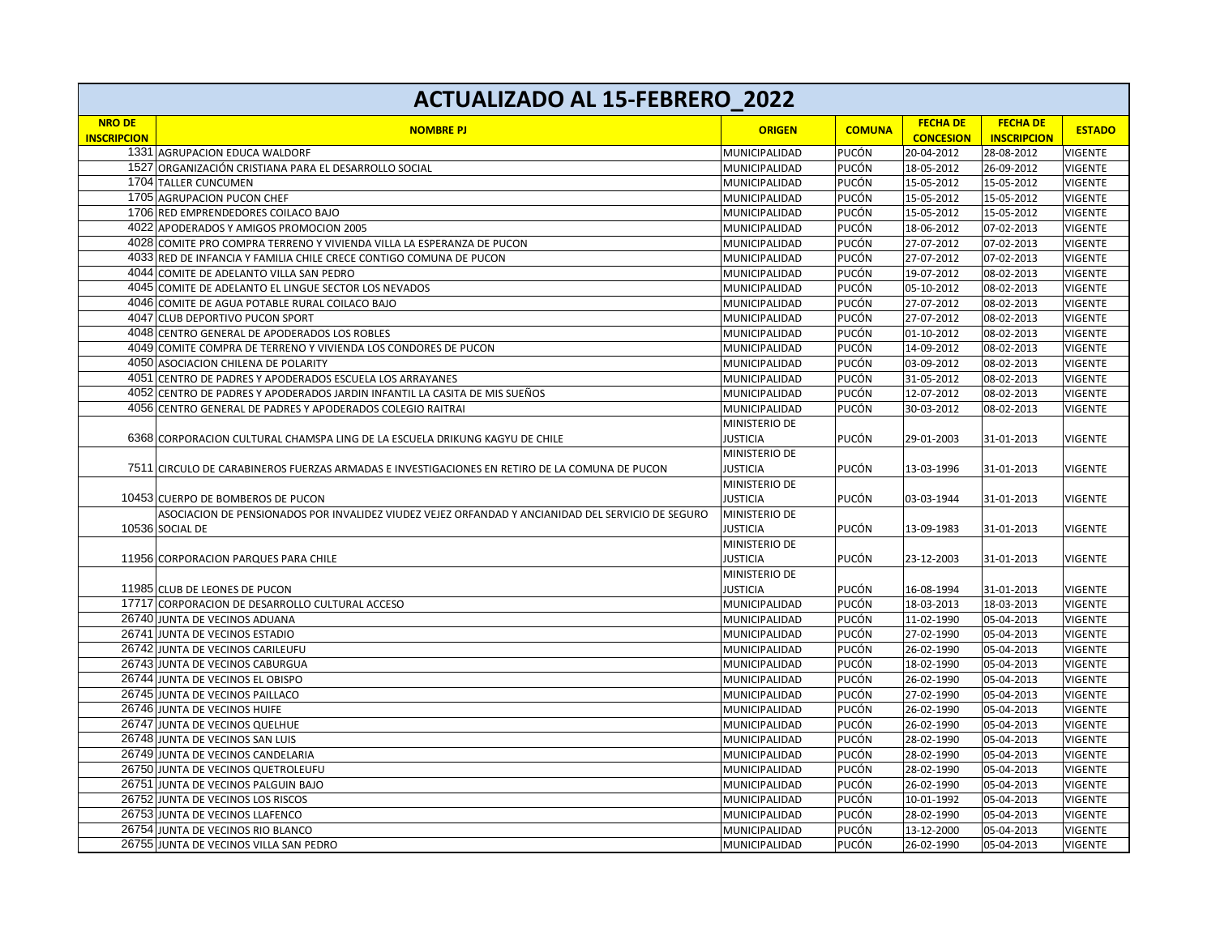# ACTUALIZADO AL 15-FEBRERO_2022

| NRO DE INSCRIPCION | NOMBRE PJ | ORIGEN | COMUNA | FECHA DE CONCESION | FECHA DE INSCRIPCION | ESTADO |
|---|---|---|---|---|---|---|
| 1331 | AGRUPACION EDUCA WALDORF | MUNICIPALIDAD | PUCÓN | 20-04-2012 | 28-08-2012 | VIGENTE |
| 1527 | ORGANIZACIÓN CRISTIANA PARA EL DESARROLLO SOCIAL | MUNICIPALIDAD | PUCÓN | 18-05-2012 | 26-09-2012 | VIGENTE |
| 1704 | TALLER CUNCUMEN | MUNICIPALIDAD | PUCÓN | 15-05-2012 | 15-05-2012 | VIGENTE |
| 1705 | AGRUPACION PUCON CHEF | MUNICIPALIDAD | PUCÓN | 15-05-2012 | 15-05-2012 | VIGENTE |
| 1706 | RED EMPRENDEDORES COILACO BAJO | MUNICIPALIDAD | PUCÓN | 15-05-2012 | 15-05-2012 | VIGENTE |
| 4022 | APODERADOS Y AMIGOS PROMOCION 2005 | MUNICIPALIDAD | PUCÓN | 18-06-2012 | 07-02-2013 | VIGENTE |
| 4028 | COMITE PRO COMPRA TERRENO Y VIVIENDA VILLA LA ESPERANZA DE PUCON | MUNICIPALIDAD | PUCÓN | 27-07-2012 | 07-02-2013 | VIGENTE |
| 4033 | RED DE INFANCIA Y FAMILIA CHILE CRECE CONTIGO COMUNA DE PUCON | MUNICIPALIDAD | PUCÓN | 27-07-2012 | 07-02-2013 | VIGENTE |
| 4044 | COMITE DE ADELANTO VILLA SAN PEDRO | MUNICIPALIDAD | PUCÓN | 19-07-2012 | 08-02-2013 | VIGENTE |
| 4045 | COMITE DE ADELANTO EL LINGUE SECTOR LOS NEVADOS | MUNICIPALIDAD | PUCÓN | 05-10-2012 | 08-02-2013 | VIGENTE |
| 4046 | COMITE DE AGUA POTABLE RURAL COILACO BAJO | MUNICIPALIDAD | PUCÓN | 27-07-2012 | 08-02-2013 | VIGENTE |
| 4047 | CLUB DEPORTIVO PUCON SPORT | MUNICIPALIDAD | PUCÓN | 27-07-2012 | 08-02-2013 | VIGENTE |
| 4048 | CENTRO GENERAL DE APODERADOS LOS ROBLES | MUNICIPALIDAD | PUCÓN | 01-10-2012 | 08-02-2013 | VIGENTE |
| 4049 | COMITE COMPRA DE TERRENO Y VIVIENDA LOS CONDORES DE PUCON | MUNICIPALIDAD | PUCÓN | 14-09-2012 | 08-02-2013 | VIGENTE |
| 4050 | ASOCIACION CHILENA DE POLARITY | MUNICIPALIDAD | PUCÓN | 03-09-2012 | 08-02-2013 | VIGENTE |
| 4051 | CENTRO DE PADRES Y APODERADOS ESCUELA LOS ARRAYANES | MUNICIPALIDAD | PUCÓN | 31-05-2012 | 08-02-2013 | VIGENTE |
| 4052 | CENTRO DE PADRES Y APODERADOS JARDIN INFANTIL LA CASITA DE MIS SUEÑOS | MUNICIPALIDAD | PUCÓN | 12-07-2012 | 08-02-2013 | VIGENTE |
| 4056 | CENTRO GENERAL DE PADRES Y APODERADOS COLEGIO RAITRAI | MUNICIPALIDAD | PUCÓN | 30-03-2012 | 08-02-2013 | VIGENTE |
| 6368 | CORPORACION CULTURAL CHAMSPA LING DE LA ESCUELA DRIKUNG KAGYU DE CHILE | MINISTERIO DE JUSTICIA | PUCÓN | 29-01-2003 | 31-01-2013 | VIGENTE |
| 7511 | CIRCULO DE CARABINEROS FUERZAS ARMADAS E INVESTIGACIONES EN RETIRO DE LA COMUNA DE PUCON | MINISTERIO DE JUSTICIA | PUCÓN | 13-03-1996 | 31-01-2013 | VIGENTE |
| 10453 | CUERPO DE BOMBEROS DE PUCON | MINISTERIO DE JUSTICIA | PUCÓN | 03-03-1944 | 31-01-2013 | VIGENTE |
| 10536 | ASOCIACION DE PENSIONADOS POR INVALIDEZ VIUDEZ VEJEZ ORFANDAD Y ANCIANIDAD DEL SERVICIO DE SEGURO SOCIAL DE | MINISTERIO DE JUSTICIA | PUCÓN | 13-09-1983 | 31-01-2013 | VIGENTE |
| 11956 | CORPORACION PARQUES PARA CHILE | MINISTERIO DE JUSTICIA | PUCÓN | 23-12-2003 | 31-01-2013 | VIGENTE |
| 11985 | CLUB DE LEONES DE PUCON | MINISTERIO DE JUSTICIA | PUCÓN | 16-08-1994 | 31-01-2013 | VIGENTE |
| 17717 | CORPORACION DE DESARROLLO CULTURAL ACCESO | MUNICIPALIDAD | PUCÓN | 18-03-2013 | 18-03-2013 | VIGENTE |
| 26740 | JUNTA DE VECINOS ADUANA | MUNICIPALIDAD | PUCÓN | 11-02-1990 | 05-04-2013 | VIGENTE |
| 26741 | JUNTA DE VECINOS ESTADIO | MUNICIPALIDAD | PUCÓN | 27-02-1990 | 05-04-2013 | VIGENTE |
| 26742 | JUNTA DE VECINOS CARILEUFU | MUNICIPALIDAD | PUCÓN | 26-02-1990 | 05-04-2013 | VIGENTE |
| 26743 | JUNTA DE VECINOS CABURGUA | MUNICIPALIDAD | PUCÓN | 18-02-1990 | 05-04-2013 | VIGENTE |
| 26744 | JUNTA DE VECINOS EL OBISPO | MUNICIPALIDAD | PUCÓN | 26-02-1990 | 05-04-2013 | VIGENTE |
| 26745 | JUNTA DE VECINOS PAILLACO | MUNICIPALIDAD | PUCÓN | 27-02-1990 | 05-04-2013 | VIGENTE |
| 26746 | JUNTA DE VECINOS HUIFE | MUNICIPALIDAD | PUCÓN | 26-02-1990 | 05-04-2013 | VIGENTE |
| 26747 | JUNTA DE VECINOS QUELHUE | MUNICIPALIDAD | PUCÓN | 26-02-1990 | 05-04-2013 | VIGENTE |
| 26748 | JUNTA DE VECINOS SAN LUIS | MUNICIPALIDAD | PUCÓN | 28-02-1990 | 05-04-2013 | VIGENTE |
| 26749 | JUNTA DE VECINOS CANDELARIA | MUNICIPALIDAD | PUCÓN | 28-02-1990 | 05-04-2013 | VIGENTE |
| 26750 | JUNTA DE VECINOS QUETROLEUFU | MUNICIPALIDAD | PUCÓN | 28-02-1990 | 05-04-2013 | VIGENTE |
| 26751 | JUNTA DE VECINOS PALGUIN BAJO | MUNICIPALIDAD | PUCÓN | 26-02-1990 | 05-04-2013 | VIGENTE |
| 26752 | JUNTA DE VECINOS LOS RISCOS | MUNICIPALIDAD | PUCÓN | 10-01-1992 | 05-04-2013 | VIGENTE |
| 26753 | JUNTA DE VECINOS LLAFENCO | MUNICIPALIDAD | PUCÓN | 28-02-1990 | 05-04-2013 | VIGENTE |
| 26754 | JUNTA DE VECINOS RIO BLANCO | MUNICIPALIDAD | PUCÓN | 13-12-2000 | 05-04-2013 | VIGENTE |
| 26755 | JUNTA DE VECINOS VILLA SAN PEDRO | MUNICIPALIDAD | PUCÓN | 26-02-1990 | 05-04-2013 | VIGENTE |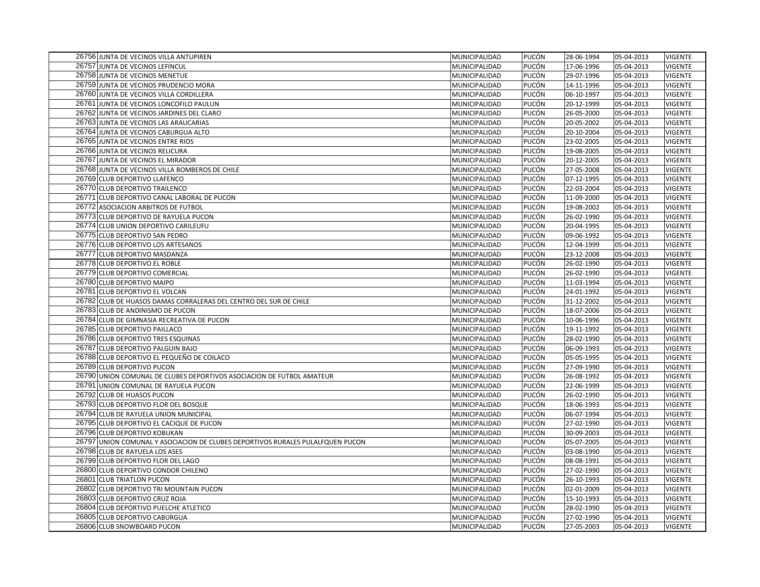| 26756 | JUNTA DE VECINOS VILLA ANTUPIREN | MUNICIPALIDAD | PUCÓN | 28-06-1994 | 05-04-2013 | VIGENTE |
|---|---|---|---|---|---|---|
| 26757 | JUNTA DE VECINOS LEFINCUL | MUNICIPALIDAD | PUCÓN | 17-06-1996 | 05-04-2013 | VIGENTE |
| 26758 | JUNTA DE VECINOS MENETUE | MUNICIPALIDAD | PUCÓN | 29-07-1996 | 05-04-2013 | VIGENTE |
| 26759 | JUNTA DE VECINOS PRUDENCIO MORA | MUNICIPALIDAD | PUCÓN | 14-11-1996 | 05-04-2013 | VIGENTE |
| 26760 | JUNTA DE VECINOS VILLA CORDILLERA | MUNICIPALIDAD | PUCÓN | 06-10-1997 | 05-04-2013 | VIGENTE |
| 26761 | JUNTA DE VECINOS LONCOFILO PAULUN | MUNICIPALIDAD | PUCÓN | 20-12-1999 | 05-04-2013 | VIGENTE |
| 26762 | JUNTA DE VECINOS JARDINES DEL CLARO | MUNICIPALIDAD | PUCÓN | 26-05-2000 | 05-04-2013 | VIGENTE |
| 26763 | JUNTA DE VECINOS LAS ARAUCARIAS | MUNICIPALIDAD | PUCÓN | 20-05-2002 | 05-04-2013 | VIGENTE |
| 26764 | JUNTA DE VECINOS CABURGUA ALTO | MUNICIPALIDAD | PUCÓN | 20-10-2004 | 05-04-2013 | VIGENTE |
| 26765 | JUNTA DE VECINOS ENTRE RIOS | MUNICIPALIDAD | PUCÓN | 23-02-2005 | 05-04-2013 | VIGENTE |
| 26766 | JUNTA DE VECINOS RELICURA | MUNICIPALIDAD | PUCÓN | 19-08-2005 | 05-04-2013 | VIGENTE |
| 26767 | JUNTA DE VECINOS EL MIRADOR | MUNICIPALIDAD | PUCÓN | 20-12-2005 | 05-04-2013 | VIGENTE |
| 26768 | JUNTA DE VECINOS VILLA BOMBEROS DE CHILE | MUNICIPALIDAD | PUCÓN | 27-05-2008 | 05-04-2013 | VIGENTE |
| 26769 | CLUB DEPORTIVO LLAFENCO | MUNICIPALIDAD | PUCÓN | 07-12-1995 | 05-04-2013 | VIGENTE |
| 26770 | CLUB DEPORTIVO TRAILENCO | MUNICIPALIDAD | PUCÓN | 22-03-2004 | 05-04-2013 | VIGENTE |
| 26771 | CLUB DEPORTIVO CANAL LABORAL DE PUCON | MUNICIPALIDAD | PUCÓN | 11-09-2000 | 05-04-2013 | VIGENTE |
| 26772 | ASOCIACION ARBITROS DE FUTBOL | MUNICIPALIDAD | PUCÓN | 19-08-2002 | 05-04-2013 | VIGENTE |
| 26773 | CLUB DEPORTIVO DE RAYUELA PUCON | MUNICIPALIDAD | PUCÓN | 26-02-1990 | 05-04-2013 | VIGENTE |
| 26774 | CLUB UNION DEPORTIVO CARILEUFU | MUNICIPALIDAD | PUCÓN | 20-04-1995 | 05-04-2013 | VIGENTE |
| 26775 | CLUB DEPORTIVO SAN PEDRO | MUNICIPALIDAD | PUCÓN | 09-06-1992 | 05-04-2013 | VIGENTE |
| 26776 | CLUB DEPORTIVO LOS ARTESANOS | MUNICIPALIDAD | PUCÓN | 12-04-1999 | 05-04-2013 | VIGENTE |
| 26777 | CLUB DEPORTIVO MASDANZA | MUNICIPALIDAD | PUCÓN | 23-12-2008 | 05-04-2013 | VIGENTE |
| 26778 | CLUB DEPORTIVO EL ROBLE | MUNICIPALIDAD | PUCÓN | 26-02-1990 | 05-04-2013 | VIGENTE |
| 26779 | CLUB DEPORTIVO COMERCIAL | MUNICIPALIDAD | PUCÓN | 26-02-1990 | 05-04-2013 | VIGENTE |
| 26780 | CLUB DEPORTIVO MAIPO | MUNICIPALIDAD | PUCÓN | 11-03-1994 | 05-04-2013 | VIGENTE |
| 26781 | CLUB DEPORTIVO EL VOLCAN | MUNICIPALIDAD | PUCÓN | 24-01-1992 | 05-04-2013 | VIGENTE |
| 26782 | CLUB DE HUASOS DAMAS CORRALERAS DEL CENTRO DEL SUR DE CHILE | MUNICIPALIDAD | PUCÓN | 31-12-2002 | 05-04-2013 | VIGENTE |
| 26783 | CLUB DE ANDINISMO DE PUCON | MUNICIPALIDAD | PUCÓN | 18-07-2006 | 05-04-2013 | VIGENTE |
| 26784 | CLUB DE GIMNASIA RECREATIVA DE PUCON | MUNICIPALIDAD | PUCÓN | 10-06-1996 | 05-04-2013 | VIGENTE |
| 26785 | CLUB DEPORTIVO PAILLACO | MUNICIPALIDAD | PUCÓN | 19-11-1992 | 05-04-2013 | VIGENTE |
| 26786 | CLUB DEPORTIVO TRES ESQUINAS | MUNICIPALIDAD | PUCÓN | 28-02-1990 | 05-04-2013 | VIGENTE |
| 26787 | CLUB DEPORTIVO PALGUIN BAJO | MUNICIPALIDAD | PUCÓN | 06-09-1993 | 05-04-2013 | VIGENTE |
| 26788 | CLUB DEPORTIVO EL PEQUEÑO DE COILACO | MUNICIPALIDAD | PUCÓN | 05-05-1995 | 05-04-2013 | VIGENTE |
| 26789 | CLUB DEPORTIVO PUCON | MUNICIPALIDAD | PUCÓN | 27-09-1990 | 05-04-2013 | VIGENTE |
| 26790 | UNION COMUNAL DE CLUBES DEPORTIVOS ASOCIACION DE FUTBOL AMATEUR | MUNICIPALIDAD | PUCÓN | 26-08-1992 | 05-04-2013 | VIGENTE |
| 26791 | UNION COMUNAL DE RAYUELA PUCON | MUNICIPALIDAD | PUCÓN | 22-06-1999 | 05-04-2013 | VIGENTE |
| 26792 | CLUB DE HUASOS PUCON | MUNICIPALIDAD | PUCÓN | 26-02-1990 | 05-04-2013 | VIGENTE |
| 26793 | CLUB DEPORTIVO FLOR DEL BOSQUE | MUNICIPALIDAD | PUCÓN | 18-06-1993 | 05-04-2013 | VIGENTE |
| 26794 | CLUB DE RAYUELA UNION MUNICIPAL | MUNICIPALIDAD | PUCÓN | 06-07-1994 | 05-04-2013 | VIGENTE |
| 26795 | CLUB DEPORTIVO EL CACIQUE DE PUCON | MUNICIPALIDAD | PUCÓN | 27-02-1990 | 05-04-2013 | VIGENTE |
| 26796 | CLUB DEPORTIVO KOBUKAN | MUNICIPALIDAD | PUCÓN | 30-09-2003 | 05-04-2013 | VIGENTE |
| 26797 | UNION COMUNAL Y ASOCIACION DE CLUBES DEPORTIVOS RURALES PULALFQUEN PUCON | MUNICIPALIDAD | PUCÓN | 05-07-2005 | 05-04-2013 | VIGENTE |
| 26798 | CLUB DE RAYUELA LOS ASES | MUNICIPALIDAD | PUCÓN | 03-08-1990 | 05-04-2013 | VIGENTE |
| 26799 | CLUB DEPORTIVO FLOR DEL LAGO | MUNICIPALIDAD | PUCÓN | 08-08-1991 | 05-04-2013 | VIGENTE |
| 26800 | CLUB DEPORTIVO CONDOR CHILENO | MUNICIPALIDAD | PUCÓN | 27-02-1990 | 05-04-2013 | VIGENTE |
| 26801 | CLUB TRIATLON PUCON | MUNICIPALIDAD | PUCÓN | 26-10-1993 | 05-04-2013 | VIGENTE |
| 26802 | CLUB DEPORTIVO TRI MOUNTAIN PUCON | MUNICIPALIDAD | PUCÓN | 02-01-2009 | 05-04-2013 | VIGENTE |
| 26803 | CLUB DEPORTIVO CRUZ ROJA | MUNICIPALIDAD | PUCÓN | 15-10-1993 | 05-04-2013 | VIGENTE |
| 26804 | CLUB DEPORTIVO PUELCHE ATLETICO | MUNICIPALIDAD | PUCÓN | 28-02-1990 | 05-04-2013 | VIGENTE |
| 26805 | CLUB DEPORTIVO CABURGUA | MUNICIPALIDAD | PUCÓN | 27-02-1990 | 05-04-2013 | VIGENTE |
| 26806 | CLUB SNOWBOARD PUCON | MUNICIPALIDAD | PUCÓN | 27-05-2003 | 05-04-2013 | VIGENTE |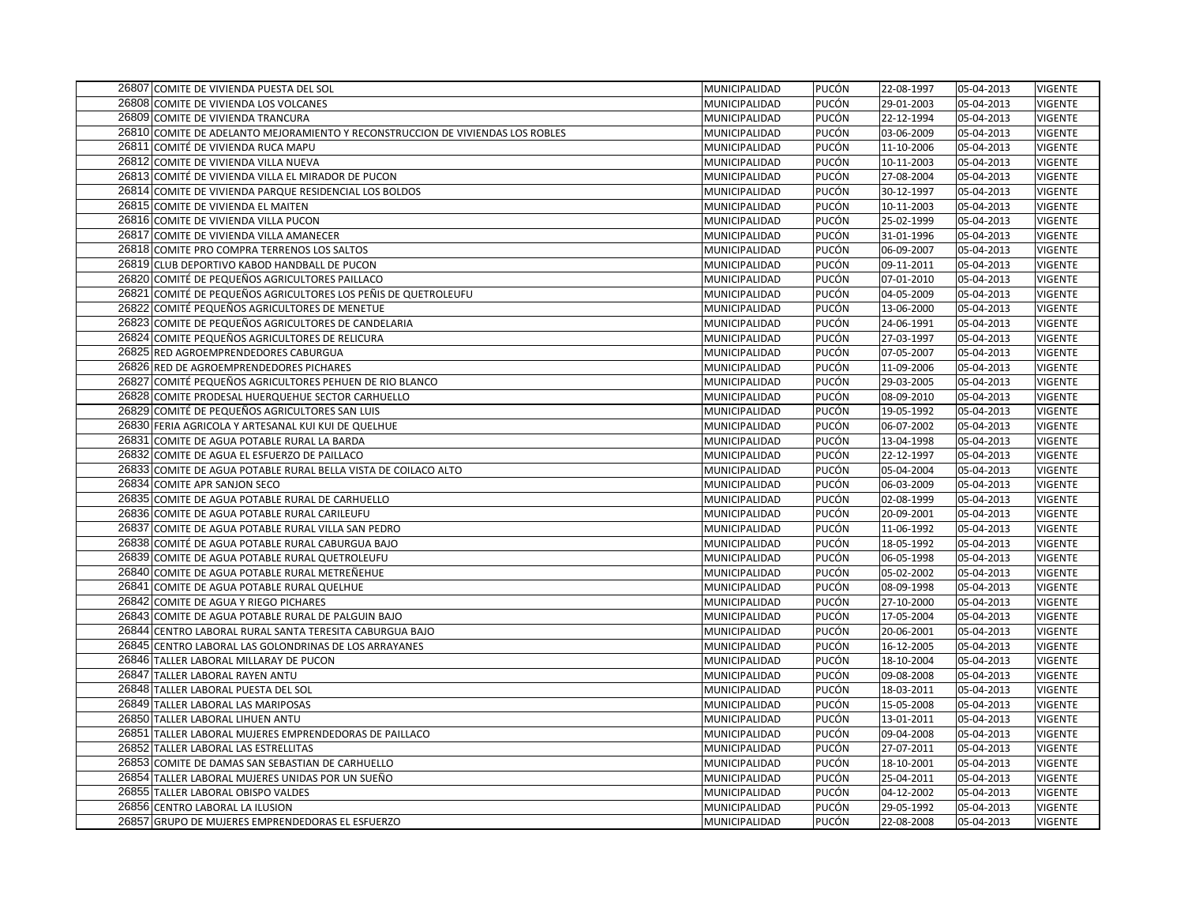| | | | | | | |
|---|---|---|---|---|---|---|
| 26807 | COMITE DE VIVIENDA PUESTA DEL SOL | MUNICIPALIDAD | PUCÓN | 22-08-1997 | 05-04-2013 | VIGENTE |
| 26808 | COMITE DE VIVIENDA LOS VOLCANES | MUNICIPALIDAD | PUCÓN | 29-01-2003 | 05-04-2013 | VIGENTE |
| 26809 | COMITE DE VIVIENDA TRANCURA | MUNICIPALIDAD | PUCÓN | 22-12-1994 | 05-04-2013 | VIGENTE |
| 26810 | COMITE DE ADELANTO MEJORAMIENTO Y RECONSTRUCCION DE VIVIENDAS LOS ROBLES | MUNICIPALIDAD | PUCÓN | 03-06-2009 | 05-04-2013 | VIGENTE |
| 26811 | COMITÉ DE VIVIENDA RUCA MAPU | MUNICIPALIDAD | PUCÓN | 11-10-2006 | 05-04-2013 | VIGENTE |
| 26812 | COMITE DE VIVIENDA VILLA NUEVA | MUNICIPALIDAD | PUCÓN | 10-11-2003 | 05-04-2013 | VIGENTE |
| 26813 | COMITÉ DE VIVIENDA VILLA EL MIRADOR DE PUCON | MUNICIPALIDAD | PUCÓN | 27-08-2004 | 05-04-2013 | VIGENTE |
| 26814 | COMITE DE VIVIENDA PARQUE RESIDENCIAL LOS BOLDOS | MUNICIPALIDAD | PUCÓN | 30-12-1997 | 05-04-2013 | VIGENTE |
| 26815 | COMITE DE VIVIENDA EL MAITEN | MUNICIPALIDAD | PUCÓN | 10-11-2003 | 05-04-2013 | VIGENTE |
| 26816 | COMITE DE VIVIENDA VILLA PUCON | MUNICIPALIDAD | PUCÓN | 25-02-1999 | 05-04-2013 | VIGENTE |
| 26817 | COMITE DE VIVIENDA VILLA AMANECER | MUNICIPALIDAD | PUCÓN | 31-01-1996 | 05-04-2013 | VIGENTE |
| 26818 | COMITE PRO COMPRA TERRENOS LOS SALTOS | MUNICIPALIDAD | PUCÓN | 06-09-2007 | 05-04-2013 | VIGENTE |
| 26819 | CLUB DEPORTIVO KABOD HANDBALL DE PUCON | MUNICIPALIDAD | PUCÓN | 09-11-2011 | 05-04-2013 | VIGENTE |
| 26820 | COMITÉ DE PEQUEÑOS AGRICULTORES PAILLACO | MUNICIPALIDAD | PUCÓN | 07-01-2010 | 05-04-2013 | VIGENTE |
| 26821 | COMITÉ DE PEQUEÑOS AGRICULTORES LOS PEÑIS DE QUETROLEUFU | MUNICIPALIDAD | PUCÓN | 04-05-2009 | 05-04-2013 | VIGENTE |
| 26822 | COMITÉ PEQUEÑOS AGRICULTORES DE MENETUE | MUNICIPALIDAD | PUCÓN | 13-06-2000 | 05-04-2013 | VIGENTE |
| 26823 | COMITE DE PEQUEÑOS AGRICULTORES DE CANDELARIA | MUNICIPALIDAD | PUCÓN | 24-06-1991 | 05-04-2013 | VIGENTE |
| 26824 | COMITE PEQUEÑOS AGRICULTORES DE RELICURA | MUNICIPALIDAD | PUCÓN | 27-03-1997 | 05-04-2013 | VIGENTE |
| 26825 | RED AGROEMPRENDEDORES CABURGUA | MUNICIPALIDAD | PUCÓN | 07-05-2007 | 05-04-2013 | VIGENTE |
| 26826 | RED DE AGROEMPRENDEDORES PICHARES | MUNICIPALIDAD | PUCÓN | 11-09-2006 | 05-04-2013 | VIGENTE |
| 26827 | COMITÉ PEQUEÑOS AGRICULTORES PEHUEN DE RIO BLANCO | MUNICIPALIDAD | PUCÓN | 29-03-2005 | 05-04-2013 | VIGENTE |
| 26828 | COMITE PRODESAL HUERQUEHUE SECTOR CARHUELLO | MUNICIPALIDAD | PUCÓN | 08-09-2010 | 05-04-2013 | VIGENTE |
| 26829 | COMITÉ DE PEQUEÑOS AGRICULTORES SAN LUIS | MUNICIPALIDAD | PUCÓN | 19-05-1992 | 05-04-2013 | VIGENTE |
| 26830 | FERIA AGRICOLA Y ARTESANAL KUI KUI DE QUELHUE | MUNICIPALIDAD | PUCÓN | 06-07-2002 | 05-04-2013 | VIGENTE |
| 26831 | COMITE DE AGUA POTABLE RURAL LA BARDA | MUNICIPALIDAD | PUCÓN | 13-04-1998 | 05-04-2013 | VIGENTE |
| 26832 | COMITE DE AGUA EL ESFUERZO DE PAILLACO | MUNICIPALIDAD | PUCÓN | 22-12-1997 | 05-04-2013 | VIGENTE |
| 26833 | COMITE DE AGUA POTABLE RURAL BELLA VISTA DE COILACO ALTO | MUNICIPALIDAD | PUCÓN | 05-04-2004 | 05-04-2013 | VIGENTE |
| 26834 | COMITE APR SANJON SECO | MUNICIPALIDAD | PUCÓN | 06-03-2009 | 05-04-2013 | VIGENTE |
| 26835 | COMITE DE AGUA POTABLE RURAL DE CARHUELLO | MUNICIPALIDAD | PUCÓN | 02-08-1999 | 05-04-2013 | VIGENTE |
| 26836 | COMITE DE AGUA POTABLE RURAL CARILEUFU | MUNICIPALIDAD | PUCÓN | 20-09-2001 | 05-04-2013 | VIGENTE |
| 26837 | COMITE DE AGUA POTABLE RURAL VILLA SAN PEDRO | MUNICIPALIDAD | PUCÓN | 11-06-1992 | 05-04-2013 | VIGENTE |
| 26838 | COMITÉ DE AGUA POTABLE RURAL CABURGUA BAJO | MUNICIPALIDAD | PUCÓN | 18-05-1992 | 05-04-2013 | VIGENTE |
| 26839 | COMITE DE AGUA POTABLE RURAL QUETROLEUFU | MUNICIPALIDAD | PUCÓN | 06-05-1998 | 05-04-2013 | VIGENTE |
| 26840 | COMITE DE AGUA POTABLE RURAL METREÑEHUE | MUNICIPALIDAD | PUCÓN | 05-02-2002 | 05-04-2013 | VIGENTE |
| 26841 | COMITE DE AGUA POTABLE RURAL QUELHUE | MUNICIPALIDAD | PUCÓN | 08-09-1998 | 05-04-2013 | VIGENTE |
| 26842 | COMITE DE AGUA Y RIEGO PICHARES | MUNICIPALIDAD | PUCÓN | 27-10-2000 | 05-04-2013 | VIGENTE |
| 26843 | COMITE DE AGUA POTABLE RURAL DE PALGUIN BAJO | MUNICIPALIDAD | PUCÓN | 17-05-2004 | 05-04-2013 | VIGENTE |
| 26844 | CENTRO LABORAL RURAL SANTA TERESITA CABURGUA BAJO | MUNICIPALIDAD | PUCÓN | 20-06-2001 | 05-04-2013 | VIGENTE |
| 26845 | CENTRO LABORAL LAS GOLONDRINAS DE LOS ARRAYANES | MUNICIPALIDAD | PUCÓN | 16-12-2005 | 05-04-2013 | VIGENTE |
| 26846 | TALLER LABORAL MILLARAY DE PUCON | MUNICIPALIDAD | PUCÓN | 18-10-2004 | 05-04-2013 | VIGENTE |
| 26847 | TALLER LABORAL RAYEN ANTU | MUNICIPALIDAD | PUCÓN | 09-08-2008 | 05-04-2013 | VIGENTE |
| 26848 | TALLER LABORAL PUESTA DEL SOL | MUNICIPALIDAD | PUCÓN | 18-03-2011 | 05-04-2013 | VIGENTE |
| 26849 | TALLER LABORAL LAS MARIPOSAS | MUNICIPALIDAD | PUCÓN | 15-05-2008 | 05-04-2013 | VIGENTE |
| 26850 | TALLER LABORAL LIHUEN ANTU | MUNICIPALIDAD | PUCÓN | 13-01-2011 | 05-04-2013 | VIGENTE |
| 26851 | TALLER LABORAL MUJERES EMPRENDEDORAS DE PAILLACO | MUNICIPALIDAD | PUCÓN | 09-04-2008 | 05-04-2013 | VIGENTE |
| 26852 | TALLER LABORAL LAS ESTRELLITAS | MUNICIPALIDAD | PUCÓN | 27-07-2011 | 05-04-2013 | VIGENTE |
| 26853 | COMITE DE DAMAS SAN SEBASTIAN DE CARHUELLO | MUNICIPALIDAD | PUCÓN | 18-10-2001 | 05-04-2013 | VIGENTE |
| 26854 | TALLER LABORAL MUJERES UNIDAS POR UN SUEÑO | MUNICIPALIDAD | PUCÓN | 25-04-2011 | 05-04-2013 | VIGENTE |
| 26855 | TALLER LABORAL OBISPO VALDES | MUNICIPALIDAD | PUCÓN | 04-12-2002 | 05-04-2013 | VIGENTE |
| 26856 | CENTRO LABORAL LA ILUSION | MUNICIPALIDAD | PUCÓN | 29-05-1992 | 05-04-2013 | VIGENTE |
| 26857 | GRUPO DE MUJERES EMPRENDEDORAS EL ESFUERZO | MUNICIPALIDAD | PUCÓN | 22-08-2008 | 05-04-2013 | VIGENTE |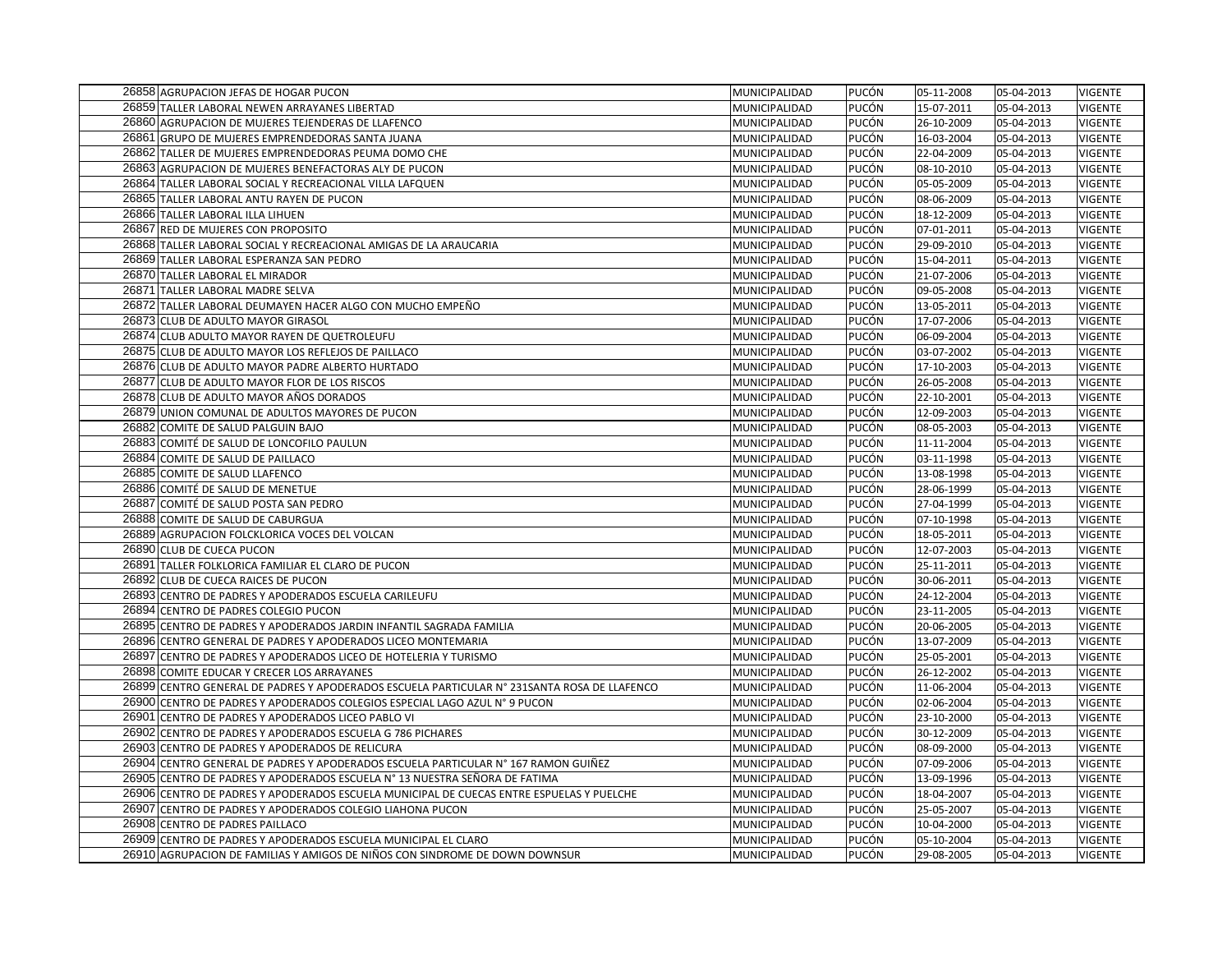| | | | | | | |
|---|---|---|---|---|---|---|
| 26858 | AGRUPACION JEFAS DE HOGAR PUCON | MUNICIPALIDAD | PUCÓN | 05-11-2008 | 05-04-2013 | VIGENTE |
| 26859 | TALLER LABORAL NEWEN ARRAYANES LIBERTAD | MUNICIPALIDAD | PUCÓN | 15-07-2011 | 05-04-2013 | VIGENTE |
| 26860 | AGRUPACION DE MUJERES TEJENDERAS DE LLAFENCO | MUNICIPALIDAD | PUCÓN | 26-10-2009 | 05-04-2013 | VIGENTE |
| 26861 | GRUPO DE MUJERES EMPRENDEDORAS SANTA JUANA | MUNICIPALIDAD | PUCÓN | 16-03-2004 | 05-04-2013 | VIGENTE |
| 26862 | TALLER DE MUJERES EMPRENDEDORAS PEUMA DOMO CHE | MUNICIPALIDAD | PUCÓN | 22-04-2009 | 05-04-2013 | VIGENTE |
| 26863 | AGRUPACION DE MUJERES BENEFACTORAS ALY DE PUCON | MUNICIPALIDAD | PUCÓN | 08-10-2010 | 05-04-2013 | VIGENTE |
| 26864 | TALLER LABORAL SOCIAL Y RECREACIONAL VILLA LAFQUEN | MUNICIPALIDAD | PUCÓN | 05-05-2009 | 05-04-2013 | VIGENTE |
| 26865 | TALLER LABORAL ANTU RAYEN DE PUCON | MUNICIPALIDAD | PUCÓN | 08-06-2009 | 05-04-2013 | VIGENTE |
| 26866 | TALLER LABORAL ILLA LIHUEN | MUNICIPALIDAD | PUCÓN | 18-12-2009 | 05-04-2013 | VIGENTE |
| 26867 | RED DE MUJERES CON PROPOSITO | MUNICIPALIDAD | PUCÓN | 07-01-2011 | 05-04-2013 | VIGENTE |
| 26868 | TALLER LABORAL SOCIAL Y RECREACIONAL AMIGAS DE LA ARAUCARIA | MUNICIPALIDAD | PUCÓN | 29-09-2010 | 05-04-2013 | VIGENTE |
| 26869 | TALLER LABORAL ESPERANZA SAN PEDRO | MUNICIPALIDAD | PUCÓN | 15-04-2011 | 05-04-2013 | VIGENTE |
| 26870 | TALLER LABORAL EL MIRADOR | MUNICIPALIDAD | PUCÓN | 21-07-2006 | 05-04-2013 | VIGENTE |
| 26871 | TALLER LABORAL MADRE SELVA | MUNICIPALIDAD | PUCÓN | 09-05-2008 | 05-04-2013 | VIGENTE |
| 26872 | TALLER LABORAL DEUMAYEN HACER ALGO CON MUCHO EMPEÑO | MUNICIPALIDAD | PUCÓN | 13-05-2011 | 05-04-2013 | VIGENTE |
| 26873 | CLUB DE ADULTO MAYOR GIRASOL | MUNICIPALIDAD | PUCÓN | 17-07-2006 | 05-04-2013 | VIGENTE |
| 26874 | CLUB ADULTO MAYOR RAYEN DE QUETROLEUFU | MUNICIPALIDAD | PUCÓN | 06-09-2004 | 05-04-2013 | VIGENTE |
| 26875 | CLUB DE ADULTO MAYOR LOS REFLEJOS DE PAILLACO | MUNICIPALIDAD | PUCÓN | 03-07-2002 | 05-04-2013 | VIGENTE |
| 26876 | CLUB DE ADULTO MAYOR PADRE ALBERTO HURTADO | MUNICIPALIDAD | PUCÓN | 17-10-2003 | 05-04-2013 | VIGENTE |
| 26877 | CLUB DE ADULTO MAYOR FLOR DE LOS RISCOS | MUNICIPALIDAD | PUCÓN | 26-05-2008 | 05-04-2013 | VIGENTE |
| 26878 | CLUB DE ADULTO MAYOR AÑOS DORADOS | MUNICIPALIDAD | PUCÓN | 22-10-2001 | 05-04-2013 | VIGENTE |
| 26879 | UNION COMUNAL DE ADULTOS MAYORES DE PUCON | MUNICIPALIDAD | PUCÓN | 12-09-2003 | 05-04-2013 | VIGENTE |
| 26882 | COMITE DE SALUD PALGUIN BAJO | MUNICIPALIDAD | PUCÓN | 08-05-2003 | 05-04-2013 | VIGENTE |
| 26883 | COMITÉ DE SALUD DE LONCOFILO PAULUN | MUNICIPALIDAD | PUCÓN | 11-11-2004 | 05-04-2013 | VIGENTE |
| 26884 | COMITE DE SALUD DE PAILLACO | MUNICIPALIDAD | PUCÓN | 03-11-1998 | 05-04-2013 | VIGENTE |
| 26885 | COMITE DE SALUD LLAFENCO | MUNICIPALIDAD | PUCÓN | 13-08-1998 | 05-04-2013 | VIGENTE |
| 26886 | COMITÉ DE SALUD DE MENETUE | MUNICIPALIDAD | PUCÓN | 28-06-1999 | 05-04-2013 | VIGENTE |
| 26887 | COMITÉ DE SALUD POSTA SAN PEDRO | MUNICIPALIDAD | PUCÓN | 27-04-1999 | 05-04-2013 | VIGENTE |
| 26888 | COMITE DE SALUD DE CABURGUA | MUNICIPALIDAD | PUCÓN | 07-10-1998 | 05-04-2013 | VIGENTE |
| 26889 | AGRUPACION FOLCKLORICA VOCES DEL VOLCAN | MUNICIPALIDAD | PUCÓN | 18-05-2011 | 05-04-2013 | VIGENTE |
| 26890 | CLUB DE CUECA PUCON | MUNICIPALIDAD | PUCÓN | 12-07-2003 | 05-04-2013 | VIGENTE |
| 26891 | TALLER FOLKLORICA FAMILIAR EL CLARO DE PUCON | MUNICIPALIDAD | PUCÓN | 25-11-2011 | 05-04-2013 | VIGENTE |
| 26892 | CLUB DE CUECA RAICES DE PUCON | MUNICIPALIDAD | PUCÓN | 30-06-2011 | 05-04-2013 | VIGENTE |
| 26893 | CENTRO DE PADRES Y APODERADOS ESCUELA CARILEUFU | MUNICIPALIDAD | PUCÓN | 24-12-2004 | 05-04-2013 | VIGENTE |
| 26894 | CENTRO DE PADRES COLEGIO PUCON | MUNICIPALIDAD | PUCÓN | 23-11-2005 | 05-04-2013 | VIGENTE |
| 26895 | CENTRO DE PADRES Y APODERADOS JARDIN INFANTIL SAGRADA FAMILIA | MUNICIPALIDAD | PUCÓN | 20-06-2005 | 05-04-2013 | VIGENTE |
| 26896 | CENTRO GENERAL DE PADRES Y APODERADOS LICEO MONTEMARIA | MUNICIPALIDAD | PUCÓN | 13-07-2009 | 05-04-2013 | VIGENTE |
| 26897 | CENTRO DE PADRES Y APODERADOS LICEO DE HOTELERIA Y TURISMO | MUNICIPALIDAD | PUCÓN | 25-05-2001 | 05-04-2013 | VIGENTE |
| 26898 | COMITE EDUCAR Y CRECER LOS ARRAYANES | MUNICIPALIDAD | PUCÓN | 26-12-2002 | 05-04-2013 | VIGENTE |
| 26899 | CENTRO GENERAL DE PADRES Y APODERADOS ESCUELA PARTICULAR N° 231SANTA ROSA DE LLAFENCO | MUNICIPALIDAD | PUCÓN | 11-06-2004 | 05-04-2013 | VIGENTE |
| 26900 | CENTRO DE PADRES Y APODERADOS COLEGIOS ESPECIAL LAGO AZUL N° 9 PUCON | MUNICIPALIDAD | PUCÓN | 02-06-2004 | 05-04-2013 | VIGENTE |
| 26901 | CENTRO DE PADRES Y APODERADOS LICEO PABLO VI | MUNICIPALIDAD | PUCÓN | 23-10-2000 | 05-04-2013 | VIGENTE |
| 26902 | CENTRO DE PADRES Y APODERADOS ESCUELA G 786 PICHARES | MUNICIPALIDAD | PUCÓN | 30-12-2009 | 05-04-2013 | VIGENTE |
| 26903 | CENTRO DE PADRES Y APODERADOS DE RELICURA | MUNICIPALIDAD | PUCÓN | 08-09-2000 | 05-04-2013 | VIGENTE |
| 26904 | CENTRO GENERAL DE PADRES Y APODERADOS ESCUELA PARTICULAR N° 167 RAMON GUIÑEZ | MUNICIPALIDAD | PUCÓN | 07-09-2006 | 05-04-2013 | VIGENTE |
| 26905 | CENTRO DE PADRES Y APODERADOS ESCUELA N° 13 NUESTRA SEÑORA DE FATIMA | MUNICIPALIDAD | PUCÓN | 13-09-1996 | 05-04-2013 | VIGENTE |
| 26906 | CENTRO DE PADRES Y APODERADOS ESCUELA MUNICIPAL DE CUECAS ENTRE ESPUELAS Y PUELCHE | MUNICIPALIDAD | PUCÓN | 18-04-2007 | 05-04-2013 | VIGENTE |
| 26907 | CENTRO DE PADRES Y APODERADOS COLEGIO LIAHONA PUCON | MUNICIPALIDAD | PUCÓN | 25-05-2007 | 05-04-2013 | VIGENTE |
| 26908 | CENTRO DE PADRES PAILLACO | MUNICIPALIDAD | PUCÓN | 10-04-2000 | 05-04-2013 | VIGENTE |
| 26909 | CENTRO DE PADRES Y APODERADOS ESCUELA MUNICIPAL EL CLARO | MUNICIPALIDAD | PUCÓN | 05-10-2004 | 05-04-2013 | VIGENTE |
| 26910 | AGRUPACION DE FAMILIAS Y AMIGOS DE NIÑOS CON SINDROME DE DOWN DOWNSUR | MUNICIPALIDAD | PUCÓN | 29-08-2005 | 05-04-2013 | VIGENTE |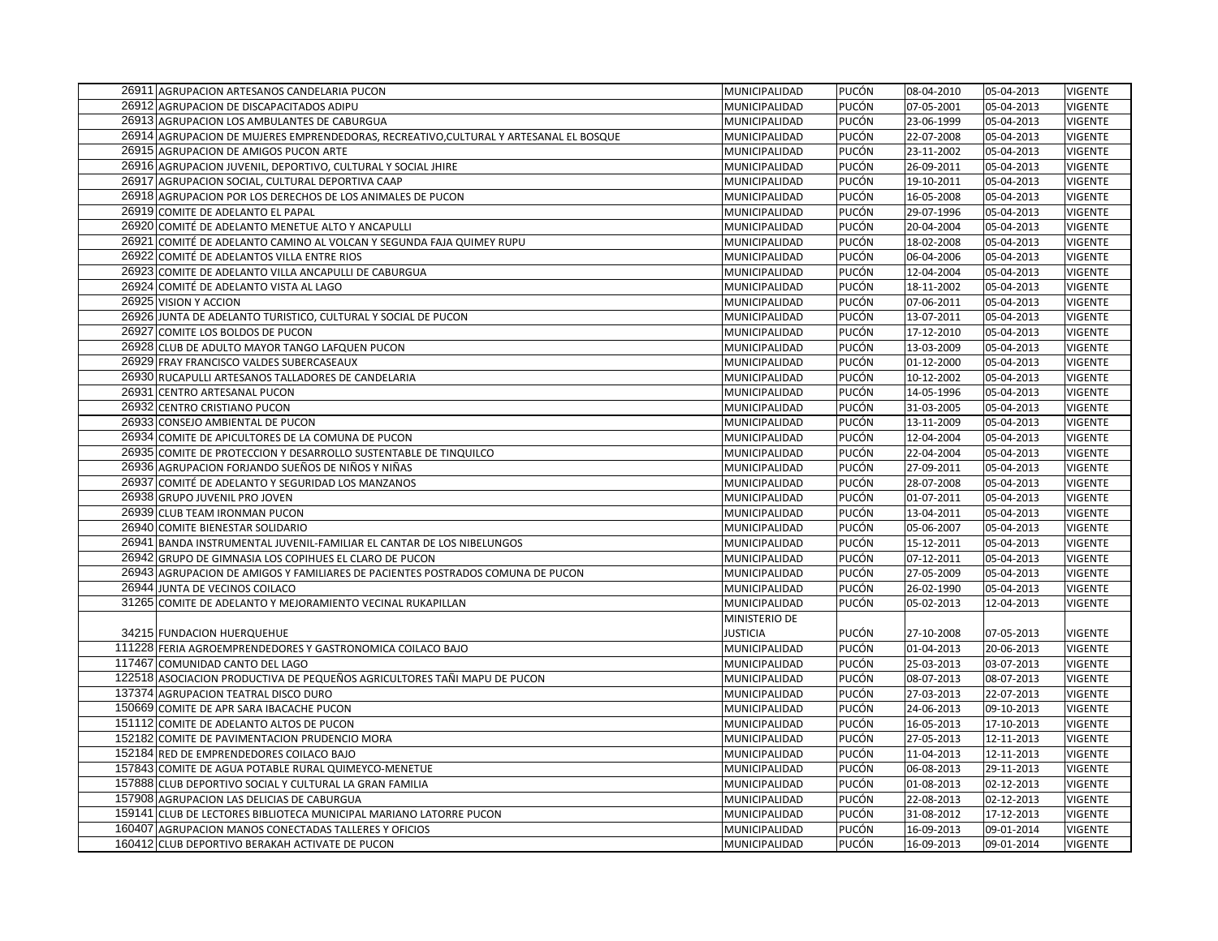| | | | | | | |
|---|---|---|---|---|---|---|
| 26911 | AGRUPACION ARTESANOS CANDELARIA PUCON | MUNICIPALIDAD | PUCÓN | 08-04-2010 | 05-04-2013 | VIGENTE |
| 26912 | AGRUPACION DE DISCAPACITADOS ADIPU | MUNICIPALIDAD | PUCÓN | 07-05-2001 | 05-04-2013 | VIGENTE |
| 26913 | AGRUPACION LOS AMBULANTES DE CABURGUA | MUNICIPALIDAD | PUCÓN | 23-06-1999 | 05-04-2013 | VIGENTE |
| 26914 | AGRUPACION DE MUJERES EMPRENDEDORAS, RECREATIVO,CULTURAL Y ARTESANAL EL BOSQUE | MUNICIPALIDAD | PUCÓN | 22-07-2008 | 05-04-2013 | VIGENTE |
| 26915 | AGRUPACION DE AMIGOS PUCON ARTE | MUNICIPALIDAD | PUCÓN | 23-11-2002 | 05-04-2013 | VIGENTE |
| 26916 | AGRUPACION JUVENIL, DEPORTIVO, CULTURAL Y SOCIAL JHIRE | MUNICIPALIDAD | PUCÓN | 26-09-2011 | 05-04-2013 | VIGENTE |
| 26917 | AGRUPACION SOCIAL, CULTURAL DEPORTIVA CAAP | MUNICIPALIDAD | PUCÓN | 19-10-2011 | 05-04-2013 | VIGENTE |
| 26918 | AGRUPACION POR LOS DERECHOS DE LOS ANIMALES DE PUCON | MUNICIPALIDAD | PUCÓN | 16-05-2008 | 05-04-2013 | VIGENTE |
| 26919 | COMITE DE ADELANTO EL PAPAL | MUNICIPALIDAD | PUCÓN | 29-07-1996 | 05-04-2013 | VIGENTE |
| 26920 | COMITÉ DE ADELANTO MENETUE ALTO Y ANCAPULLI | MUNICIPALIDAD | PUCÓN | 20-04-2004 | 05-04-2013 | VIGENTE |
| 26921 | COMITÉ DE ADELANTO CAMINO AL VOLCAN Y SEGUNDA FAJA QUIMEY RUPU | MUNICIPALIDAD | PUCÓN | 18-02-2008 | 05-04-2013 | VIGENTE |
| 26922 | COMITÉ DE ADELANTOS VILLA ENTRE RIOS | MUNICIPALIDAD | PUCÓN | 06-04-2006 | 05-04-2013 | VIGENTE |
| 26923 | COMITE DE ADELANTO VILLA ANCAPULLI DE CABURGUA | MUNICIPALIDAD | PUCÓN | 12-04-2004 | 05-04-2013 | VIGENTE |
| 26924 | COMITÉ DE ADELANTO VISTA AL LAGO | MUNICIPALIDAD | PUCÓN | 18-11-2002 | 05-04-2013 | VIGENTE |
| 26925 | VISION Y ACCION | MUNICIPALIDAD | PUCÓN | 07-06-2011 | 05-04-2013 | VIGENTE |
| 26926 | JUNTA DE ADELANTO TURISTICO, CULTURAL Y SOCIAL DE PUCON | MUNICIPALIDAD | PUCÓN | 13-07-2011 | 05-04-2013 | VIGENTE |
| 26927 | COMITE LOS BOLDOS DE PUCON | MUNICIPALIDAD | PUCÓN | 17-12-2010 | 05-04-2013 | VIGENTE |
| 26928 | CLUB DE ADULTO MAYOR TANGO LAFQUEN PUCON | MUNICIPALIDAD | PUCÓN | 13-03-2009 | 05-04-2013 | VIGENTE |
| 26929 | FRAY FRANCISCO VALDES SUBERCASEAUX | MUNICIPALIDAD | PUCÓN | 01-12-2000 | 05-04-2013 | VIGENTE |
| 26930 | RUCAPULLI ARTESANOS TALLADORES DE CANDELARIA | MUNICIPALIDAD | PUCÓN | 10-12-2002 | 05-04-2013 | VIGENTE |
| 26931 | CENTRO ARTESANAL PUCON | MUNICIPALIDAD | PUCÓN | 14-05-1996 | 05-04-2013 | VIGENTE |
| 26932 | CENTRO CRISTIANO PUCON | MUNICIPALIDAD | PUCÓN | 31-03-2005 | 05-04-2013 | VIGENTE |
| 26933 | CONSEJO AMBIENTAL DE PUCON | MUNICIPALIDAD | PUCÓN | 13-11-2009 | 05-04-2013 | VIGENTE |
| 26934 | COMITE DE APICULTORES DE LA COMUNA DE PUCON | MUNICIPALIDAD | PUCÓN | 12-04-2004 | 05-04-2013 | VIGENTE |
| 26935 | COMITE DE PROTECCION Y DESARROLLO SUSTENTABLE DE TINQUILCO | MUNICIPALIDAD | PUCÓN | 22-04-2004 | 05-04-2013 | VIGENTE |
| 26936 | AGRUPACION FORJANDO SUEÑOS DE NIÑOS Y NIÑAS | MUNICIPALIDAD | PUCÓN | 27-09-2011 | 05-04-2013 | VIGENTE |
| 26937 | COMITÉ DE ADELANTO Y SEGURIDAD LOS MANZANOS | MUNICIPALIDAD | PUCÓN | 28-07-2008 | 05-04-2013 | VIGENTE |
| 26938 | GRUPO JUVENIL PRO JOVEN | MUNICIPALIDAD | PUCÓN | 01-07-2011 | 05-04-2013 | VIGENTE |
| 26939 | CLUB TEAM IRONMAN PUCON | MUNICIPALIDAD | PUCÓN | 13-04-2011 | 05-04-2013 | VIGENTE |
| 26940 | COMITE BIENESTAR SOLIDARIO | MUNICIPALIDAD | PUCÓN | 05-06-2007 | 05-04-2013 | VIGENTE |
| 26941 | BANDA INSTRUMENTAL JUVENIL-FAMILIAR EL CANTAR DE LOS NIBELUNGOS | MUNICIPALIDAD | PUCÓN | 15-12-2011 | 05-04-2013 | VIGENTE |
| 26942 | GRUPO DE GIMNASIA LOS COPIHUES EL CLARO DE PUCON | MUNICIPALIDAD | PUCÓN | 07-12-2011 | 05-04-2013 | VIGENTE |
| 26943 | AGRUPACION DE AMIGOS Y FAMILIARES DE PACIENTES POSTRADOS COMUNA DE PUCON | MUNICIPALIDAD | PUCÓN | 27-05-2009 | 05-04-2013 | VIGENTE |
| 26944 | JUNTA DE VECINOS COILACO | MUNICIPALIDAD | PUCÓN | 26-02-1990 | 05-04-2013 | VIGENTE |
| 31265 | COMITE DE ADELANTO Y MEJORAMIENTO VECINAL RUKAPILLAN | MUNICIPALIDAD | PUCÓN | 05-02-2013 | 12-04-2013 | VIGENTE |
| 34215 | FUNDACION HUERQUEHUE | MINISTERIO DE JUSTICIA | PUCÓN | 27-10-2008 | 07-05-2013 | VIGENTE |
| 111228 | FERIA AGROEMPRENDEDORES Y GASTRONOMICA COILACO BAJO | MUNICIPALIDAD | PUCÓN | 01-04-2013 | 20-06-2013 | VIGENTE |
| 117467 | COMUNIDAD CANTO DEL LAGO | MUNICIPALIDAD | PUCÓN | 25-03-2013 | 03-07-2013 | VIGENTE |
| 122518 | ASOCIACION PRODUCTIVA DE PEQUEÑOS AGRICULTORES TAÑI MAPU DE PUCON | MUNICIPALIDAD | PUCÓN | 08-07-2013 | 08-07-2013 | VIGENTE |
| 137374 | AGRUPACION TEATRAL DISCO DURO | MUNICIPALIDAD | PUCÓN | 27-03-2013 | 22-07-2013 | VIGENTE |
| 150669 | COMITE DE APR SARA IBACACHE PUCON | MUNICIPALIDAD | PUCÓN | 24-06-2013 | 09-10-2013 | VIGENTE |
| 151112 | COMITE DE ADELANTO ALTOS DE PUCON | MUNICIPALIDAD | PUCÓN | 16-05-2013 | 17-10-2013 | VIGENTE |
| 152182 | COMITE DE PAVIMENTACION PRUDENCIO MORA | MUNICIPALIDAD | PUCÓN | 27-05-2013 | 12-11-2013 | VIGENTE |
| 152184 | RED DE EMPRENDEDORES COILACO BAJO | MUNICIPALIDAD | PUCÓN | 11-04-2013 | 12-11-2013 | VIGENTE |
| 157843 | COMITE DE AGUA POTABLE RURAL QUIMEYCO-MENETUE | MUNICIPALIDAD | PUCÓN | 06-08-2013 | 29-11-2013 | VIGENTE |
| 157888 | CLUB DEPORTIVO SOCIAL Y CULTURAL LA GRAN FAMILIA | MUNICIPALIDAD | PUCÓN | 01-08-2013 | 02-12-2013 | VIGENTE |
| 157908 | AGRUPACION LAS DELICIAS DE CABURGUA | MUNICIPALIDAD | PUCÓN | 22-08-2013 | 02-12-2013 | VIGENTE |
| 159141 | CLUB DE LECTORES BIBLIOTECA MUNICIPAL MARIANO LATORRE PUCON | MUNICIPALIDAD | PUCÓN | 31-08-2012 | 17-12-2013 | VIGENTE |
| 160407 | AGRUPACION MANOS CONECTADAS TALLERES Y OFICIOS | MUNICIPALIDAD | PUCÓN | 16-09-2013 | 09-01-2014 | VIGENTE |
| 160412 | CLUB DEPORTIVO BERAKAH ACTIVATE DE PUCON | MUNICIPALIDAD | PUCÓN | 16-09-2013 | 09-01-2014 | VIGENTE |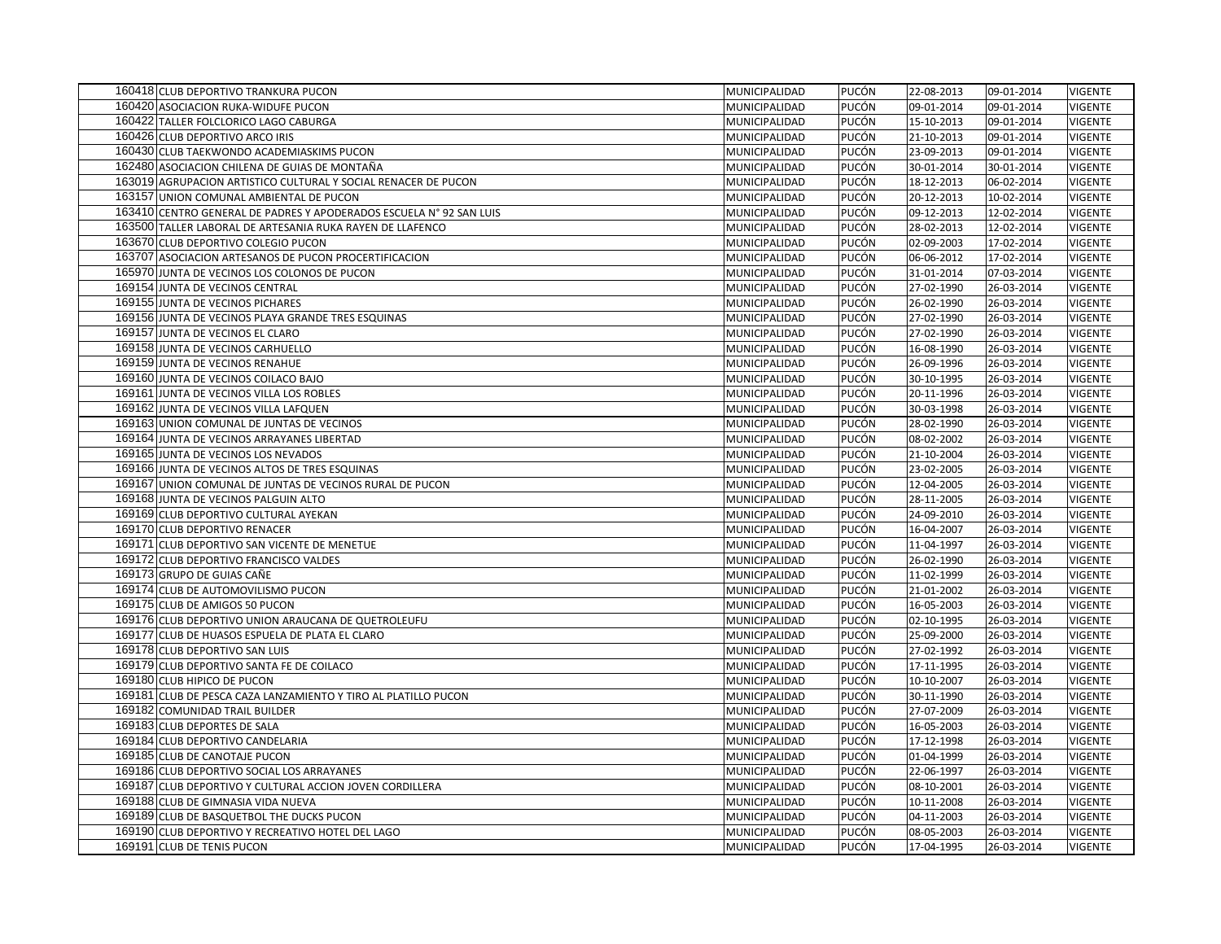| | | | | | | |
|---|---|---|---|---|---|---|
| 160418 | CLUB DEPORTIVO TRANKURA PUCON | MUNICIPALIDAD | PUCÓN | 22-08-2013 | 09-01-2014 | VIGENTE |
| 160420 | ASOCIACION RUKA-WIDUFE PUCON | MUNICIPALIDAD | PUCÓN | 09-01-2014 | 09-01-2014 | VIGENTE |
| 160422 | TALLER FOLCLORICO LAGO CABURGA | MUNICIPALIDAD | PUCÓN | 15-10-2013 | 09-01-2014 | VIGENTE |
| 160426 | CLUB DEPORTIVO ARCO IRIS | MUNICIPALIDAD | PUCÓN | 21-10-2013 | 09-01-2014 | VIGENTE |
| 160430 | CLUB TAEKWONDO ACADEMIASKIMS PUCON | MUNICIPALIDAD | PUCÓN | 23-09-2013 | 09-01-2014 | VIGENTE |
| 162480 | ASOCIACION CHILENA DE GUIAS DE MONTAÑA | MUNICIPALIDAD | PUCÓN | 30-01-2014 | 30-01-2014 | VIGENTE |
| 163019 | AGRUPACION ARTISTICO CULTURAL Y SOCIAL RENACER DE PUCON | MUNICIPALIDAD | PUCÓN | 18-12-2013 | 06-02-2014 | VIGENTE |
| 163157 | UNION COMUNAL AMBIENTAL DE PUCON | MUNICIPALIDAD | PUCÓN | 20-12-2013 | 10-02-2014 | VIGENTE |
| 163410 | CENTRO GENERAL DE PADRES Y APODERADOS ESCUELA N° 92 SAN LUIS | MUNICIPALIDAD | PUCÓN | 09-12-2013 | 12-02-2014 | VIGENTE |
| 163500 | TALLER LABORAL DE ARTESANIA RUKA RAYEN DE LLAFENCO | MUNICIPALIDAD | PUCÓN | 28-02-2013 | 12-02-2014 | VIGENTE |
| 163670 | CLUB DEPORTIVO COLEGIO PUCON | MUNICIPALIDAD | PUCÓN | 02-09-2003 | 17-02-2014 | VIGENTE |
| 163707 | ASOCIACION ARTESANOS DE PUCON PROCERTIFICACION | MUNICIPALIDAD | PUCÓN | 06-06-2012 | 17-02-2014 | VIGENTE |
| 165970 | JUNTA DE VECINOS LOS COLONOS DE PUCON | MUNICIPALIDAD | PUCÓN | 31-01-2014 | 07-03-2014 | VIGENTE |
| 169154 | JUNTA DE VECINOS CENTRAL | MUNICIPALIDAD | PUCÓN | 27-02-1990 | 26-03-2014 | VIGENTE |
| 169155 | JUNTA DE VECINOS PICHARES | MUNICIPALIDAD | PUCÓN | 26-02-1990 | 26-03-2014 | VIGENTE |
| 169156 | JUNTA DE VECINOS PLAYA GRANDE TRES ESQUINAS | MUNICIPALIDAD | PUCÓN | 27-02-1990 | 26-03-2014 | VIGENTE |
| 169157 | JUNTA DE VECINOS EL CLARO | MUNICIPALIDAD | PUCÓN | 27-02-1990 | 26-03-2014 | VIGENTE |
| 169158 | JUNTA DE VECINOS CARHUELLO | MUNICIPALIDAD | PUCÓN | 16-08-1990 | 26-03-2014 | VIGENTE |
| 169159 | JUNTA DE VECINOS RENAHUE | MUNICIPALIDAD | PUCÓN | 26-09-1996 | 26-03-2014 | VIGENTE |
| 169160 | JUNTA DE VECINOS COILACO BAJO | MUNICIPALIDAD | PUCÓN | 30-10-1995 | 26-03-2014 | VIGENTE |
| 169161 | JUNTA DE VECINOS VILLA LOS ROBLES | MUNICIPALIDAD | PUCÓN | 20-11-1996 | 26-03-2014 | VIGENTE |
| 169162 | JUNTA DE VECINOS VILLA LAFQUEN | MUNICIPALIDAD | PUCÓN | 30-03-1998 | 26-03-2014 | VIGENTE |
| 169163 | UNION COMUNAL DE JUNTAS DE VECINOS | MUNICIPALIDAD | PUCÓN | 28-02-1990 | 26-03-2014 | VIGENTE |
| 169164 | JUNTA DE VECINOS ARRAYANES LIBERTAD | MUNICIPALIDAD | PUCÓN | 08-02-2002 | 26-03-2014 | VIGENTE |
| 169165 | JUNTA DE VECINOS LOS NEVADOS | MUNICIPALIDAD | PUCÓN | 21-10-2004 | 26-03-2014 | VIGENTE |
| 169166 | JUNTA DE VECINOS ALTOS DE TRES ESQUINAS | MUNICIPALIDAD | PUCÓN | 23-02-2005 | 26-03-2014 | VIGENTE |
| 169167 | UNION COMUNAL DE JUNTAS DE VECINOS RURAL DE PUCON | MUNICIPALIDAD | PUCÓN | 12-04-2005 | 26-03-2014 | VIGENTE |
| 169168 | JUNTA DE VECINOS PALGUIN ALTO | MUNICIPALIDAD | PUCÓN | 28-11-2005 | 26-03-2014 | VIGENTE |
| 169169 | CLUB DEPORTIVO CULTURAL AYEKAN | MUNICIPALIDAD | PUCÓN | 24-09-2010 | 26-03-2014 | VIGENTE |
| 169170 | CLUB DEPORTIVO RENACER | MUNICIPALIDAD | PUCÓN | 16-04-2007 | 26-03-2014 | VIGENTE |
| 169171 | CLUB DEPORTIVO SAN VICENTE DE MENETUE | MUNICIPALIDAD | PUCÓN | 11-04-1997 | 26-03-2014 | VIGENTE |
| 169172 | CLUB DEPORTIVO FRANCISCO VALDES | MUNICIPALIDAD | PUCÓN | 26-02-1990 | 26-03-2014 | VIGENTE |
| 169173 | GRUPO DE GUIAS CAÑE | MUNICIPALIDAD | PUCÓN | 11-02-1999 | 26-03-2014 | VIGENTE |
| 169174 | CLUB DE AUTOMOVILISMO PUCON | MUNICIPALIDAD | PUCÓN | 21-01-2002 | 26-03-2014 | VIGENTE |
| 169175 | CLUB DE AMIGOS 50 PUCON | MUNICIPALIDAD | PUCÓN | 16-05-2003 | 26-03-2014 | VIGENTE |
| 169176 | CLUB DEPORTIVO UNION ARAUCANA DE QUETROLEUFU | MUNICIPALIDAD | PUCÓN | 02-10-1995 | 26-03-2014 | VIGENTE |
| 169177 | CLUB DE HUASOS ESPUELA DE PLATA EL CLARO | MUNICIPALIDAD | PUCÓN | 25-09-2000 | 26-03-2014 | VIGENTE |
| 169178 | CLUB DEPORTIVO SAN LUIS | MUNICIPALIDAD | PUCÓN | 27-02-1992 | 26-03-2014 | VIGENTE |
| 169179 | CLUB DEPORTIVO SANTA FE DE COILACO | MUNICIPALIDAD | PUCÓN | 17-11-1995 | 26-03-2014 | VIGENTE |
| 169180 | CLUB HIPICO DE PUCON | MUNICIPALIDAD | PUCÓN | 10-10-2007 | 26-03-2014 | VIGENTE |
| 169181 | CLUB DE PESCA CAZA LANZAMIENTO Y TIRO AL PLATILLO PUCON | MUNICIPALIDAD | PUCÓN | 30-11-1990 | 26-03-2014 | VIGENTE |
| 169182 | COMUNIDAD TRAIL BUILDER | MUNICIPALIDAD | PUCÓN | 27-07-2009 | 26-03-2014 | VIGENTE |
| 169183 | CLUB DEPORTES DE SALA | MUNICIPALIDAD | PUCÓN | 16-05-2003 | 26-03-2014 | VIGENTE |
| 169184 | CLUB DEPORTIVO CANDELARIA | MUNICIPALIDAD | PUCÓN | 17-12-1998 | 26-03-2014 | VIGENTE |
| 169185 | CLUB DE CANOTAJE PUCON | MUNICIPALIDAD | PUCÓN | 01-04-1999 | 26-03-2014 | VIGENTE |
| 169186 | CLUB DEPORTIVO SOCIAL LOS ARRAYANES | MUNICIPALIDAD | PUCÓN | 22-06-1997 | 26-03-2014 | VIGENTE |
| 169187 | CLUB DEPORTIVO Y CULTURAL ACCION JOVEN CORDILLERA | MUNICIPALIDAD | PUCÓN | 08-10-2001 | 26-03-2014 | VIGENTE |
| 169188 | CLUB DE GIMNASIA VIDA NUEVA | MUNICIPALIDAD | PUCÓN | 10-11-2008 | 26-03-2014 | VIGENTE |
| 169189 | CLUB DE BASQUETBOL THE DUCKS PUCON | MUNICIPALIDAD | PUCÓN | 04-11-2003 | 26-03-2014 | VIGENTE |
| 169190 | CLUB DEPORTIVO Y RECREATIVO HOTEL DEL LAGO | MUNICIPALIDAD | PUCÓN | 08-05-2003 | 26-03-2014 | VIGENTE |
| 169191 | CLUB DE TENIS PUCON | MUNICIPALIDAD | PUCÓN | 17-04-1995 | 26-03-2014 | VIGENTE |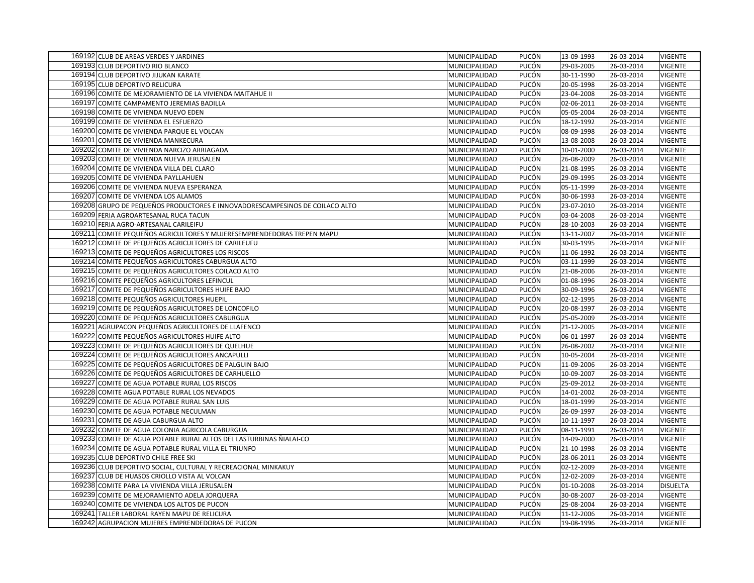| | | | | | | |
|---|---|---|---|---|---|---|
| 169192 | CLUB DE AREAS VERDES Y JARDINES | MUNICIPALIDAD | PUCÓN | 13-09-1993 | 26-03-2014 | VIGENTE |
| 169193 | CLUB DEPORTIVO RIO BLANCO | MUNICIPALIDAD | PUCÓN | 29-03-2005 | 26-03-2014 | VIGENTE |
| 169194 | CLUB DEPORTIVO JIJUKAN KARATE | MUNICIPALIDAD | PUCÓN | 30-11-1990 | 26-03-2014 | VIGENTE |
| 169195 | CLUB DEPORTIVO RELICURA | MUNICIPALIDAD | PUCÓN | 20-05-1998 | 26-03-2014 | VIGENTE |
| 169196 | COMITE DE MEJORAMIENTO DE LA VIVIENDA MAITAHUE II | MUNICIPALIDAD | PUCÓN | 23-04-2008 | 26-03-2014 | VIGENTE |
| 169197 | COMITE CAMPAMENTO JEREMIAS BADILLA | MUNICIPALIDAD | PUCÓN | 02-06-2011 | 26-03-2014 | VIGENTE |
| 169198 | COMITE DE VIVIENDA NUEVO EDEN | MUNICIPALIDAD | PUCÓN | 05-05-2004 | 26-03-2014 | VIGENTE |
| 169199 | COMITE DE VIVIENDA EL ESFUERZO | MUNICIPALIDAD | PUCÓN | 18-12-1992 | 26-03-2014 | VIGENTE |
| 169200 | COMITE DE VIVIENDA PARQUE EL VOLCAN | MUNICIPALIDAD | PUCÓN | 08-09-1998 | 26-03-2014 | VIGENTE |
| 169201 | COMITE DE VIVIENDA MANKECURA | MUNICIPALIDAD | PUCÓN | 13-08-2008 | 26-03-2014 | VIGENTE |
| 169202 | COMITE DE VIVIENDA NARCIZO ARRIAGADA | MUNICIPALIDAD | PUCÓN | 10-01-2000 | 26-03-2014 | VIGENTE |
| 169203 | COMITE DE VIVIENDA NUEVA JERUSALEN | MUNICIPALIDAD | PUCÓN | 26-08-2009 | 26-03-2014 | VIGENTE |
| 169204 | COMITE DE VIVIENDA VILLA DEL CLARO | MUNICIPALIDAD | PUCÓN | 21-08-1995 | 26-03-2014 | VIGENTE |
| 169205 | COMITE DE VIVIENDA PAYLLAHUEN | MUNICIPALIDAD | PUCÓN | 29-09-1995 | 26-03-2014 | VIGENTE |
| 169206 | COMITE DE VIVIENDA NUEVA ESPERANZA | MUNICIPALIDAD | PUCÓN | 05-11-1999 | 26-03-2014 | VIGENTE |
| 169207 | COMITE DE VIVIENDA LOS ALAMOS | MUNICIPALIDAD | PUCÓN | 30-06-1993 | 26-03-2014 | VIGENTE |
| 169208 | GRUPO DE PEQUEÑOS PRODUCTORES E INNOVADORESCAMPESINOS DE COILACO ALTO | MUNICIPALIDAD | PUCÓN | 23-07-2010 | 26-03-2014 | VIGENTE |
| 169209 | FERIA AGROARTESANAL RUCA TACUN | MUNICIPALIDAD | PUCÓN | 03-04-2008 | 26-03-2014 | VIGENTE |
| 169210 | FERIA AGRO-ARTESANAL CARILEIFU | MUNICIPALIDAD | PUCÓN | 28-10-2003 | 26-03-2014 | VIGENTE |
| 169211 | COMITE PEQUEÑOS AGRICULTORES Y MUJERESEMPRENDEDORAS TREPEN MAPU | MUNICIPALIDAD | PUCÓN | 13-11-2007 | 26-03-2014 | VIGENTE |
| 169212 | COMITE DE PEQUEÑOS AGRICULTORES DE CARILEUFU | MUNICIPALIDAD | PUCÓN | 30-03-1995 | 26-03-2014 | VIGENTE |
| 169213 | COMITE DE PEQUEÑOS AGRICULTORES LOS RISCOS | MUNICIPALIDAD | PUCÓN | 11-06-1992 | 26-03-2014 | VIGENTE |
| 169214 | COMITE PEQUEÑOS AGRICULTORES CABURGUA ALTO | MUNICIPALIDAD | PUCÓN | 03-11-1999 | 26-03-2014 | VIGENTE |
| 169215 | COMITE DE PEQUEÑOS AGRICULTORES COILACO ALTO | MUNICIPALIDAD | PUCÓN | 21-08-2006 | 26-03-2014 | VIGENTE |
| 169216 | COMITE PEQUEÑOS AGRICULTORES LEFINCUL | MUNICIPALIDAD | PUCÓN | 01-08-1996 | 26-03-2014 | VIGENTE |
| 169217 | COMITE DE PEQUEÑOS AGRICULTORES HUIFE BAJO | MUNICIPALIDAD | PUCÓN | 30-09-1996 | 26-03-2014 | VIGENTE |
| 169218 | COMITE PEQUEÑOS AGRICULTORES HUEPIL | MUNICIPALIDAD | PUCÓN | 02-12-1995 | 26-03-2014 | VIGENTE |
| 169219 | COMITE DE PEQUEÑOS AGRICULTORES DE LONCOFILO | MUNICIPALIDAD | PUCÓN | 20-08-1997 | 26-03-2014 | VIGENTE |
| 169220 | COMITE DE PEQUEÑOS AGRICULTORES CABURGUA | MUNICIPALIDAD | PUCÓN | 25-05-2009 | 26-03-2014 | VIGENTE |
| 169221 | AGRUPACON PEQUEÑOS AGRICULTORES DE LLAFENCO | MUNICIPALIDAD | PUCÓN | 21-12-2005 | 26-03-2014 | VIGENTE |
| 169222 | COMITE PEQUEÑOS AGRICULTORES HUIFE ALTO | MUNICIPALIDAD | PUCÓN | 06-01-1997 | 26-03-2014 | VIGENTE |
| 169223 | COMITE DE PEQUEÑOS AGRICULTORES DE QUELHUE | MUNICIPALIDAD | PUCÓN | 26-08-2002 | 26-03-2014 | VIGENTE |
| 169224 | COMITE DE PEQUEÑOS AGRICULTORES ANCAPULLI | MUNICIPALIDAD | PUCÓN | 10-05-2004 | 26-03-2014 | VIGENTE |
| 169225 | COMITE DE PEQUEÑOS AGRICULTORES DE PALGUIN BAJO | MUNICIPALIDAD | PUCÓN | 11-09-2006 | 26-03-2014 | VIGENTE |
| 169226 | COMITE DE PEQUEÑOS AGRICULTORES DE CARHUELLO | MUNICIPALIDAD | PUCÓN | 10-09-2007 | 26-03-2014 | VIGENTE |
| 169227 | COMITE DE AGUA POTABLE RURAL LOS RISCOS | MUNICIPALIDAD | PUCÓN | 25-09-2012 | 26-03-2014 | VIGENTE |
| 169228 | COMITE AGUA POTABLE RURAL LOS NEVADOS | MUNICIPALIDAD | PUCÓN | 14-01-2002 | 26-03-2014 | VIGENTE |
| 169229 | COMITE DE AGUA POTABLE RURAL SAN LUIS | MUNICIPALIDAD | PUCÓN | 18-01-1999 | 26-03-2014 | VIGENTE |
| 169230 | COMITE DE AGUA POTABLE NECULMAN | MUNICIPALIDAD | PUCÓN | 26-09-1997 | 26-03-2014 | VIGENTE |
| 169231 | COMITE DE AGUA CABURGUA ALTO | MUNICIPALIDAD | PUCÓN | 10-11-1997 | 26-03-2014 | VIGENTE |
| 169232 | COMITE DE AGUA COLONIA AGRICOLA CABURGUA | MUNICIPALIDAD | PUCÓN | 08-11-1991 | 26-03-2014 | VIGENTE |
| 169233 | COMITE DE AGUA POTABLE RURAL ALTOS DEL LASTURBINAS ÑIALAI-CO | MUNICIPALIDAD | PUCÓN | 14-09-2000 | 26-03-2014 | VIGENTE |
| 169234 | COMITE DE AGUA POTABLE RURAL VILLA EL TRIUNFO | MUNICIPALIDAD | PUCÓN | 21-10-1998 | 26-03-2014 | VIGENTE |
| 169235 | CLUB DEPORTIVO CHILE FREE SKI | MUNICIPALIDAD | PUCÓN | 28-06-2011 | 26-03-2014 | VIGENTE |
| 169236 | CLUB DEPORTIVO SOCIAL, CULTURAL Y RECREACIONAL MINKAKUY | MUNICIPALIDAD | PUCÓN | 02-12-2009 | 26-03-2014 | VIGENTE |
| 169237 | CLUB DE HUASOS CRIOLLO VISTA AL VOLCAN | MUNICIPALIDAD | PUCÓN | 12-02-2009 | 26-03-2014 | VIGENTE |
| 169238 | COMITE PARA LA VIVIENDA VILLA JERUSALEN | MUNICIPALIDAD | PUCÓN | 01-10-2008 | 26-03-2014 | DISUELTA |
| 169239 | COMITE DE MEJORAMIENTO ADELA JORQUERA | MUNICIPALIDAD | PUCÓN | 30-08-2007 | 26-03-2014 | VIGENTE |
| 169240 | COMITE DE VIVIENDA LOS ALTOS DE PUCON | MUNICIPALIDAD | PUCÓN | 25-08-2004 | 26-03-2014 | VIGENTE |
| 169241 | TALLER LABORAL RAYEN MAPU DE RELICURA | MUNICIPALIDAD | PUCÓN | 11-12-2006 | 26-03-2014 | VIGENTE |
| 169242 | AGRUPACION MUJERES EMPRENDEDORAS DE PUCON | MUNICIPALIDAD | PUCÓN | 19-08-1996 | 26-03-2014 | VIGENTE |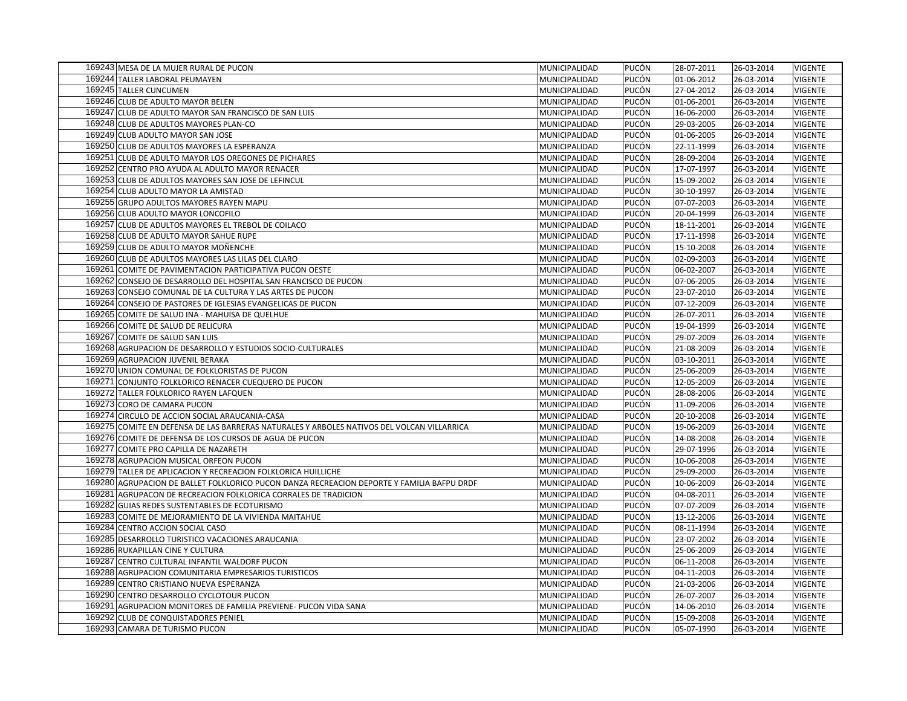| | | | | | | |
|---|---|---|---|---|---|---|
| 169243 | MESA DE LA MUJER RURAL DE PUCON | MUNICIPALIDAD | PUCÓN | 28-07-2011 | 26-03-2014 | VIGENTE |
| 169244 | TALLER LABORAL PEUMAYEN | MUNICIPALIDAD | PUCÓN | 01-06-2012 | 26-03-2014 | VIGENTE |
| 169245 | TALLER CUNCUMEN | MUNICIPALIDAD | PUCÓN | 27-04-2012 | 26-03-2014 | VIGENTE |
| 169246 | CLUB DE ADULTO MAYOR BELEN | MUNICIPALIDAD | PUCÓN | 01-06-2001 | 26-03-2014 | VIGENTE |
| 169247 | CLUB DE ADULTO MAYOR SAN FRANCISCO DE SAN LUIS | MUNICIPALIDAD | PUCÓN | 16-06-2000 | 26-03-2014 | VIGENTE |
| 169248 | CLUB DE ADULTOS MAYORES PLAN-CO | MUNICIPALIDAD | PUCÓN | 29-03-2005 | 26-03-2014 | VIGENTE |
| 169249 | CLUB ADULTO MAYOR SAN JOSE | MUNICIPALIDAD | PUCÓN | 01-06-2005 | 26-03-2014 | VIGENTE |
| 169250 | CLUB DE ADULTOS MAYORES LA ESPERANZA | MUNICIPALIDAD | PUCÓN | 22-11-1999 | 26-03-2014 | VIGENTE |
| 169251 | CLUB DE ADULTO MAYOR LOS OREGONES DE PICHARES | MUNICIPALIDAD | PUCÓN | 28-09-2004 | 26-03-2014 | VIGENTE |
| 169252 | CENTRO PRO AYUDA AL ADULTO MAYOR RENACER | MUNICIPALIDAD | PUCÓN | 17-07-1997 | 26-03-2014 | VIGENTE |
| 169253 | CLUB DE ADULTOS MAYORES SAN JOSE DE LEFINCUL | MUNICIPALIDAD | PUCÓN | 15-09-2002 | 26-03-2014 | VIGENTE |
| 169254 | CLUB ADULTO MAYOR LA AMISTAD | MUNICIPALIDAD | PUCÓN | 30-10-1997 | 26-03-2014 | VIGENTE |
| 169255 | GRUPO ADULTOS MAYORES RAYEN MAPU | MUNICIPALIDAD | PUCÓN | 07-07-2003 | 26-03-2014 | VIGENTE |
| 169256 | CLUB ADULTO MAYOR LONCOFILO | MUNICIPALIDAD | PUCÓN | 20-04-1999 | 26-03-2014 | VIGENTE |
| 169257 | CLUB DE ADULTOS MAYORES EL TREBOL DE COILACO | MUNICIPALIDAD | PUCÓN | 18-11-2001 | 26-03-2014 | VIGENTE |
| 169258 | CLUB DE ADULTO MAYOR SAHUE RUPE | MUNICIPALIDAD | PUCÓN | 17-11-1998 | 26-03-2014 | VIGENTE |
| 169259 | CLUB DE ADULTO MAYOR MOÑENCHE | MUNICIPALIDAD | PUCÓN | 15-10-2008 | 26-03-2014 | VIGENTE |
| 169260 | CLUB DE ADULTOS MAYORES LAS LILAS DEL CLARO | MUNICIPALIDAD | PUCÓN | 02-09-2003 | 26-03-2014 | VIGENTE |
| 169261 | COMITE DE PAVIMENTACION PARTICIPATIVA PUCON OESTE | MUNICIPALIDAD | PUCÓN | 06-02-2007 | 26-03-2014 | VIGENTE |
| 169262 | CONSEJO DE DESARROLLO DEL HOSPITAL SAN FRANCISCO DE PUCON | MUNICIPALIDAD | PUCÓN | 07-06-2005 | 26-03-2014 | VIGENTE |
| 169263 | CONSEJO COMUNAL DE LA CULTURA Y LAS ARTES DE PUCON | MUNICIPALIDAD | PUCÓN | 23-07-2010 | 26-03-2014 | VIGENTE |
| 169264 | CONSEJO DE PASTORES DE IGLESIAS EVANGELICAS DE PUCON | MUNICIPALIDAD | PUCÓN | 07-12-2009 | 26-03-2014 | VIGENTE |
| 169265 | COMITE DE SALUD INA - MAHUISA DE QUELHUE | MUNICIPALIDAD | PUCÓN | 26-07-2011 | 26-03-2014 | VIGENTE |
| 169266 | COMITE DE SALUD DE RELICURA | MUNICIPALIDAD | PUCÓN | 19-04-1999 | 26-03-2014 | VIGENTE |
| 169267 | COMITE DE SALUD SAN LUIS | MUNICIPALIDAD | PUCÓN | 29-07-2009 | 26-03-2014 | VIGENTE |
| 169268 | AGRUPACION DE DESARROLLO Y ESTUDIOS SOCIO-CULTURALES | MUNICIPALIDAD | PUCÓN | 21-08-2009 | 26-03-2014 | VIGENTE |
| 169269 | AGRUPACION JUVENIL BERAKA | MUNICIPALIDAD | PUCÓN | 03-10-2011 | 26-03-2014 | VIGENTE |
| 169270 | UNION COMUNAL DE FOLKLORISTAS DE PUCON | MUNICIPALIDAD | PUCÓN | 25-06-2009 | 26-03-2014 | VIGENTE |
| 169271 | CONJUNTO FOLKLORICO RENACER CUEQUERO DE PUCON | MUNICIPALIDAD | PUCÓN | 12-05-2009 | 26-03-2014 | VIGENTE |
| 169272 | TALLER FOLKLORICO RAYEN LAFQUEN | MUNICIPALIDAD | PUCÓN | 28-08-2006 | 26-03-2014 | VIGENTE |
| 169273 | CORO DE CAMARA PUCON | MUNICIPALIDAD | PUCÓN | 11-09-2006 | 26-03-2014 | VIGENTE |
| 169274 | CIRCULO DE ACCION SOCIAL ARAUCANIA-CASA | MUNICIPALIDAD | PUCÓN | 20-10-2008 | 26-03-2014 | VIGENTE |
| 169275 | COMITE EN DEFENSA DE LAS BARRERAS NATURALES Y ARBOLES NATIVOS DEL VOLCAN VILLARRICA | MUNICIPALIDAD | PUCÓN | 19-06-2009 | 26-03-2014 | VIGENTE |
| 169276 | COMITE DE DEFENSA DE LOS CURSOS DE AGUA DE PUCON | MUNICIPALIDAD | PUCÓN | 14-08-2008 | 26-03-2014 | VIGENTE |
| 169277 | COMITE PRO CAPILLA DE NAZARETH | MUNICIPALIDAD | PUCÓN | 29-07-1996 | 26-03-2014 | VIGENTE |
| 169278 | AGRUPACION MUSICAL ORFEON PUCON | MUNICIPALIDAD | PUCÓN | 10-06-2008 | 26-03-2014 | VIGENTE |
| 169279 | TALLER DE APLICACION Y RECREACION FOLKLORICA HUILLICHE | MUNICIPALIDAD | PUCÓN | 29-09-2000 | 26-03-2014 | VIGENTE |
| 169280 | AGRUPACION DE BALLET FOLKLORICO PUCON DANZA RECREACION DEPORTE Y FAMILIA BAFPU DRDF | MUNICIPALIDAD | PUCÓN | 10-06-2009 | 26-03-2014 | VIGENTE |
| 169281 | AGRUPACON DE RECREACION FOLKLORICA CORRALES DE TRADICION | MUNICIPALIDAD | PUCÓN | 04-08-2011 | 26-03-2014 | VIGENTE |
| 169282 | GUIAS REDES SUSTENTABLES DE ECOTURISMO | MUNICIPALIDAD | PUCÓN | 07-07-2009 | 26-03-2014 | VIGENTE |
| 169283 | COMITE DE MEJORAMIENTO DE LA VIVIENDA MAITAHUE | MUNICIPALIDAD | PUCÓN | 13-12-2006 | 26-03-2014 | VIGENTE |
| 169284 | CENTRO ACCION SOCIAL CASO | MUNICIPALIDAD | PUCÓN | 08-11-1994 | 26-03-2014 | VIGENTE |
| 169285 | DESARROLLO TURISTICO VACACIONES ARAUCANIA | MUNICIPALIDAD | PUCÓN | 23-07-2002 | 26-03-2014 | VIGENTE |
| 169286 | RUKAPILLAN CINE Y CULTURA | MUNICIPALIDAD | PUCÓN | 25-06-2009 | 26-03-2014 | VIGENTE |
| 169287 | CENTRO CULTURAL INFANTIL WALDORF PUCON | MUNICIPALIDAD | PUCÓN | 06-11-2008 | 26-03-2014 | VIGENTE |
| 169288 | AGRUPACION COMUNITARIA EMPRESARIOS TURISTICOS | MUNICIPALIDAD | PUCÓN | 04-11-2003 | 26-03-2014 | VIGENTE |
| 169289 | CENTRO CRISTIANO NUEVA ESPERANZA | MUNICIPALIDAD | PUCÓN | 21-03-2006 | 26-03-2014 | VIGENTE |
| 169290 | CENTRO DESARROLLO CYCLOTOUR PUCON | MUNICIPALIDAD | PUCÓN | 26-07-2007 | 26-03-2014 | VIGENTE |
| 169291 | AGRUPACION MONITORES DE FAMILIA PREVIENE- PUCON VIDA SANA | MUNICIPALIDAD | PUCÓN | 14-06-2010 | 26-03-2014 | VIGENTE |
| 169292 | CLUB DE CONQUISTADORES PENIEL | MUNICIPALIDAD | PUCÓN | 15-09-2008 | 26-03-2014 | VIGENTE |
| 169293 | CAMARA DE TURISMO PUCON | MUNICIPALIDAD | PUCÓN | 05-07-1990 | 26-03-2014 | VIGENTE |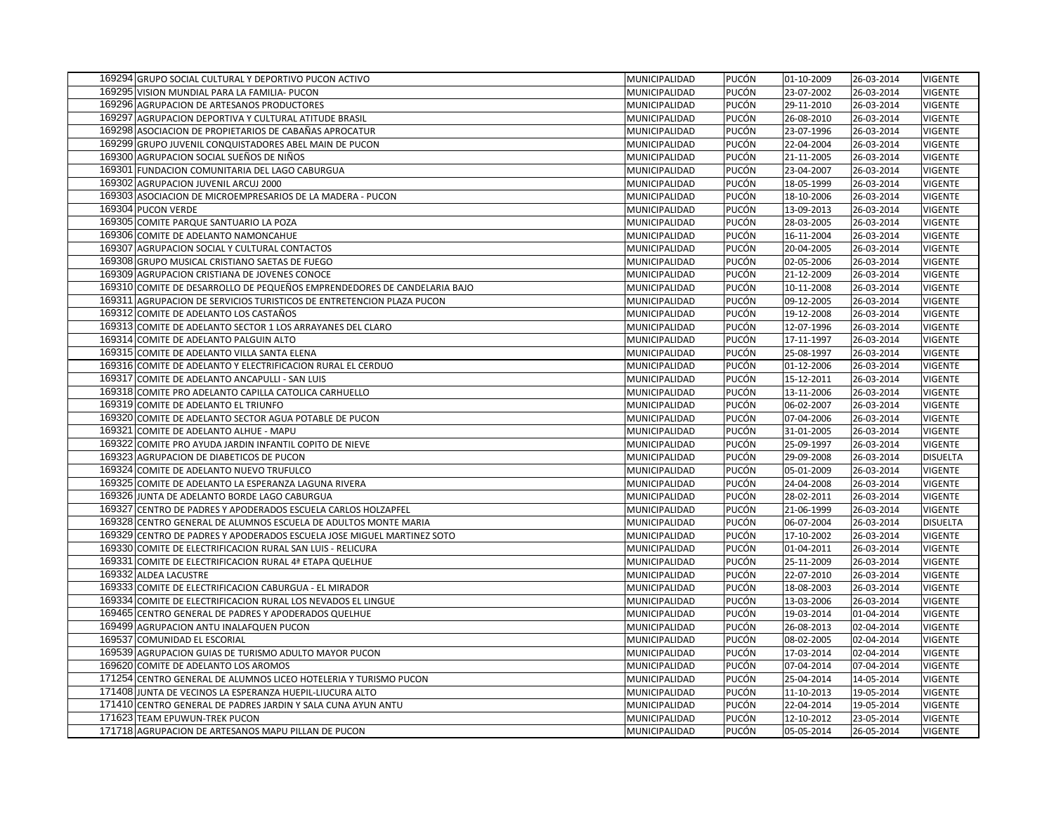| | | | | | | |
|---|---|---|---|---|---|---|
| 169294 | GRUPO SOCIAL CULTURAL Y DEPORTIVO PUCON ACTIVO | MUNICIPALIDAD | PUCÓN | 01-10-2009 | 26-03-2014 | VIGENTE |
| 169295 | VISION MUNDIAL PARA LA FAMILIA- PUCON | MUNICIPALIDAD | PUCÓN | 23-07-2002 | 26-03-2014 | VIGENTE |
| 169296 | AGRUPACION DE ARTESANOS PRODUCTORES | MUNICIPALIDAD | PUCÓN | 29-11-2010 | 26-03-2014 | VIGENTE |
| 169297 | AGRUPACION DEPORTIVA Y CULTURAL ATITUDE BRASIL | MUNICIPALIDAD | PUCÓN | 26-08-2010 | 26-03-2014 | VIGENTE |
| 169298 | ASOCIACION DE PROPIETARIOS DE CABAÑAS APROCATUR | MUNICIPALIDAD | PUCÓN | 23-07-1996 | 26-03-2014 | VIGENTE |
| 169299 | GRUPO JUVENIL CONQUISTADORES ABEL MAIN DE PUCON | MUNICIPALIDAD | PUCÓN | 22-04-2004 | 26-03-2014 | VIGENTE |
| 169300 | AGRUPACION SOCIAL SUEÑOS DE NIÑOS | MUNICIPALIDAD | PUCÓN | 21-11-2005 | 26-03-2014 | VIGENTE |
| 169301 | FUNDACION COMUNITARIA DEL LAGO CABURGUA | MUNICIPALIDAD | PUCÓN | 23-04-2007 | 26-03-2014 | VIGENTE |
| 169302 | AGRUPACION JUVENIL ARCUJ 2000 | MUNICIPALIDAD | PUCÓN | 18-05-1999 | 26-03-2014 | VIGENTE |
| 169303 | ASOCIACION DE MICROEMPRESARIOS DE LA MADERA - PUCON | MUNICIPALIDAD | PUCÓN | 18-10-2006 | 26-03-2014 | VIGENTE |
| 169304 | PUCON VERDE | MUNICIPALIDAD | PUCÓN | 13-09-2013 | 26-03-2014 | VIGENTE |
| 169305 | COMITE PARQUE SANTUARIO LA POZA | MUNICIPALIDAD | PUCÓN | 28-03-2005 | 26-03-2014 | VIGENTE |
| 169306 | COMITE DE ADELANTO NAMONCAHUE | MUNICIPALIDAD | PUCÓN | 16-11-2004 | 26-03-2014 | VIGENTE |
| 169307 | AGRUPACION SOCIAL Y CULTURAL CONTACTOS | MUNICIPALIDAD | PUCÓN | 20-04-2005 | 26-03-2014 | VIGENTE |
| 169308 | GRUPO MUSICAL CRISTIANO SAETAS DE FUEGO | MUNICIPALIDAD | PUCÓN | 02-05-2006 | 26-03-2014 | VIGENTE |
| 169309 | AGRUPACION CRISTIANA DE JOVENES CONOCE | MUNICIPALIDAD | PUCÓN | 21-12-2009 | 26-03-2014 | VIGENTE |
| 169310 | COMITE DE DESARROLLO DE PEQUEÑOS EMPRENDEDORES DE CANDELARIA BAJO | MUNICIPALIDAD | PUCÓN | 10-11-2008 | 26-03-2014 | VIGENTE |
| 169311 | AGRUPACION DE SERVICIOS TURISTICOS DE ENTRETENCION PLAZA PUCON | MUNICIPALIDAD | PUCÓN | 09-12-2005 | 26-03-2014 | VIGENTE |
| 169312 | COMITE DE ADELANTO LOS CASTAÑOS | MUNICIPALIDAD | PUCÓN | 19-12-2008 | 26-03-2014 | VIGENTE |
| 169313 | COMITE DE ADELANTO SECTOR 1 LOS ARRAYANES DEL CLARO | MUNICIPALIDAD | PUCÓN | 12-07-1996 | 26-03-2014 | VIGENTE |
| 169314 | COMITE DE ADELANTO PALGUIN ALTO | MUNICIPALIDAD | PUCÓN | 17-11-1997 | 26-03-2014 | VIGENTE |
| 169315 | COMITE DE ADELANTO VILLA SANTA ELENA | MUNICIPALIDAD | PUCÓN | 25-08-1997 | 26-03-2014 | VIGENTE |
| 169316 | COMITE DE ADELANTO Y ELECTRIFICACION RURAL EL CERDUO | MUNICIPALIDAD | PUCÓN | 01-12-2006 | 26-03-2014 | VIGENTE |
| 169317 | COMITE DE ADELANTO ANCAPULLI - SAN LUIS | MUNICIPALIDAD | PUCÓN | 15-12-2011 | 26-03-2014 | VIGENTE |
| 169318 | COMITE PRO ADELANTO CAPILLA CATOLICA CARHUELLO | MUNICIPALIDAD | PUCÓN | 13-11-2006 | 26-03-2014 | VIGENTE |
| 169319 | COMITE DE ADELANTO EL TRIUNFO | MUNICIPALIDAD | PUCÓN | 06-02-2007 | 26-03-2014 | VIGENTE |
| 169320 | COMITE DE ADELANTO SECTOR AGUA POTABLE DE PUCON | MUNICIPALIDAD | PUCÓN | 07-04-2006 | 26-03-2014 | VIGENTE |
| 169321 | COMITE DE ADELANTO ALHUE - MAPU | MUNICIPALIDAD | PUCÓN | 31-01-2005 | 26-03-2014 | VIGENTE |
| 169322 | COMITE PRO AYUDA JARDIN INFANTIL COPITO DE NIEVE | MUNICIPALIDAD | PUCÓN | 25-09-1997 | 26-03-2014 | VIGENTE |
| 169323 | AGRUPACION DE DIABETICOS DE PUCON | MUNICIPALIDAD | PUCÓN | 29-09-2008 | 26-03-2014 | DISUELTA |
| 169324 | COMITE DE ADELANTO NUEVO TRUFULCO | MUNICIPALIDAD | PUCÓN | 05-01-2009 | 26-03-2014 | VIGENTE |
| 169325 | COMITE DE ADELANTO LA ESPERANZA LAGUNA RIVERA | MUNICIPALIDAD | PUCÓN | 24-04-2008 | 26-03-2014 | VIGENTE |
| 169326 | JUNTA DE ADELANTO BORDE LAGO CABURGUA | MUNICIPALIDAD | PUCÓN | 28-02-2011 | 26-03-2014 | VIGENTE |
| 169327 | CENTRO DE PADRES Y APODERADOS ESCUELA CARLOS HOLZAPFEL | MUNICIPALIDAD | PUCÓN | 21-06-1999 | 26-03-2014 | VIGENTE |
| 169328 | CENTRO GENERAL DE ALUMNOS ESCUELA DE ADULTOS MONTE MARIA | MUNICIPALIDAD | PUCÓN | 06-07-2004 | 26-03-2014 | DISUELTA |
| 169329 | CENTRO DE PADRES Y APODERADOS ESCUELA JOSE MIGUEL MARTINEZ SOTO | MUNICIPALIDAD | PUCÓN | 17-10-2002 | 26-03-2014 | VIGENTE |
| 169330 | COMITE DE ELECTRIFICACION RURAL SAN LUIS - RELICURA | MUNICIPALIDAD | PUCÓN | 01-04-2011 | 26-03-2014 | VIGENTE |
| 169331 | COMITE DE ELECTRIFICACION RURAL 4ª ETAPA QUELHUE | MUNICIPALIDAD | PUCÓN | 25-11-2009 | 26-03-2014 | VIGENTE |
| 169332 | ALDEA LACUSTRE | MUNICIPALIDAD | PUCÓN | 22-07-2010 | 26-03-2014 | VIGENTE |
| 169333 | COMITE DE ELECTRIFICACION CABURGUA - EL MIRADOR | MUNICIPALIDAD | PUCÓN | 18-08-2003 | 26-03-2014 | VIGENTE |
| 169334 | COMITE DE ELECTRIFICACION RURAL LOS NEVADOS EL LINGUE | MUNICIPALIDAD | PUCÓN | 13-03-2006 | 26-03-2014 | VIGENTE |
| 169465 | CENTRO GENERAL DE PADRES Y APODERADOS QUELHUE | MUNICIPALIDAD | PUCÓN | 19-03-2014 | 01-04-2014 | VIGENTE |
| 169499 | AGRUPACION ANTU INALAFQUEN PUCON | MUNICIPALIDAD | PUCÓN | 26-08-2013 | 02-04-2014 | VIGENTE |
| 169537 | COMUNIDAD EL ESCORIAL | MUNICIPALIDAD | PUCÓN | 08-02-2005 | 02-04-2014 | VIGENTE |
| 169539 | AGRUPACION GUIAS DE TURISMO ADULTO MAYOR PUCON | MUNICIPALIDAD | PUCÓN | 17-03-2014 | 02-04-2014 | VIGENTE |
| 169620 | COMITE DE ADELANTO LOS AROMOS | MUNICIPALIDAD | PUCÓN | 07-04-2014 | 07-04-2014 | VIGENTE |
| 171254 | CENTRO GENERAL DE ALUMNOS LICEO HOTELERIA Y TURISMO PUCON | MUNICIPALIDAD | PUCÓN | 25-04-2014 | 14-05-2014 | VIGENTE |
| 171408 | JUNTA DE VECINOS LA ESPERANZA HUEPIL-LIUCURA ALTO | MUNICIPALIDAD | PUCÓN | 11-10-2013 | 19-05-2014 | VIGENTE |
| 171410 | CENTRO GENERAL DE PADRES JARDIN Y SALA CUNA AYUN ANTU | MUNICIPALIDAD | PUCÓN | 22-04-2014 | 19-05-2014 | VIGENTE |
| 171623 | TEAM EPUWUN-TREK PUCON | MUNICIPALIDAD | PUCÓN | 12-10-2012 | 23-05-2014 | VIGENTE |
| 171718 | AGRUPACION DE ARTESANOS MAPU PILLAN DE PUCON | MUNICIPALIDAD | PUCÓN | 05-05-2014 | 26-05-2014 | VIGENTE |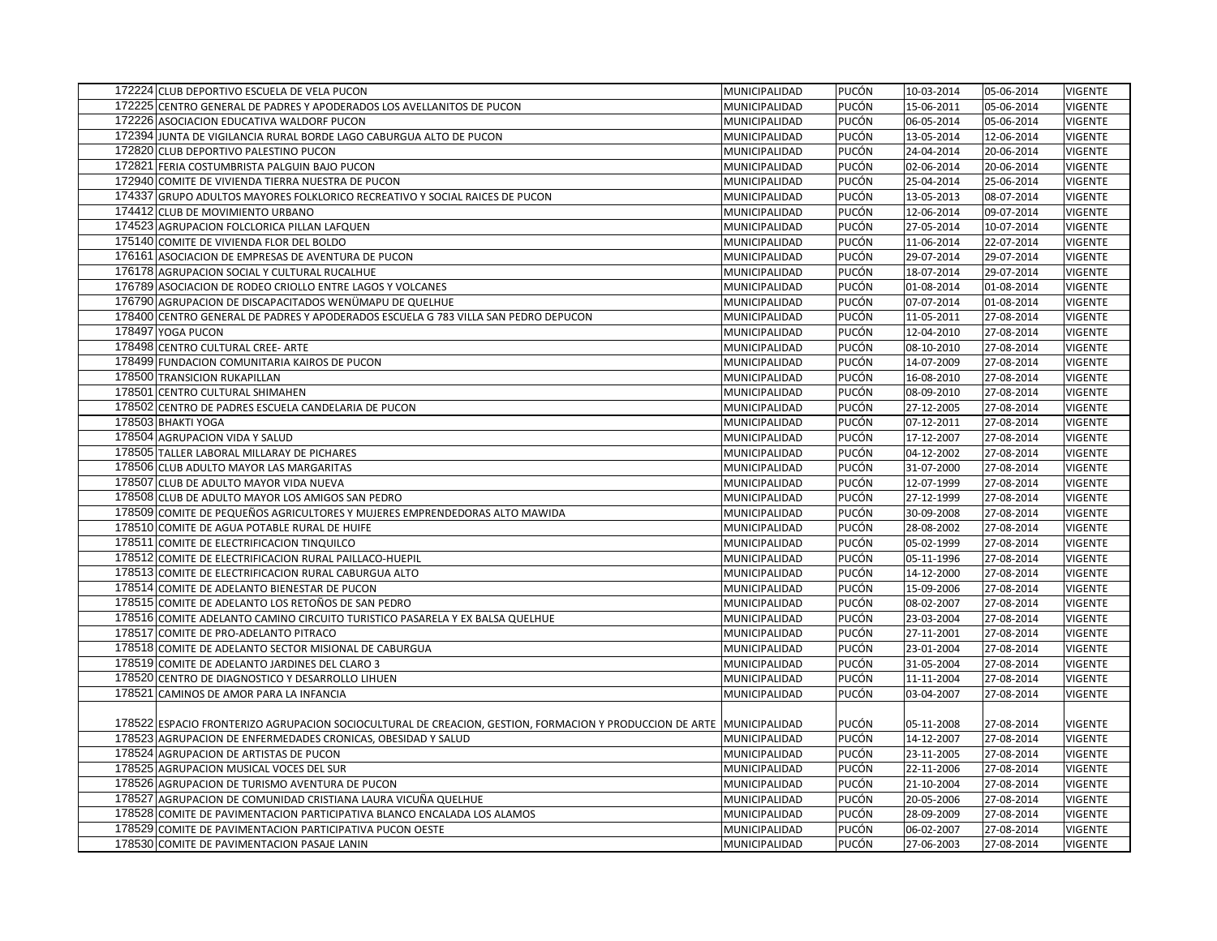| | | | | | | |
|---|---|---|---|---|---|---|
| 172224 | CLUB DEPORTIVO ESCUELA DE VELA PUCON | MUNICIPALIDAD | PUCÓN | 10-03-2014 | 05-06-2014 | VIGENTE |
| 172225 | CENTRO GENERAL DE PADRES Y APODERADOS LOS AVELLANITOS DE PUCON | MUNICIPALIDAD | PUCÓN | 15-06-2011 | 05-06-2014 | VIGENTE |
| 172226 | ASOCIACION EDUCATIVA WALDORF PUCON | MUNICIPALIDAD | PUCÓN | 06-05-2014 | 05-06-2014 | VIGENTE |
| 172394 | JUNTA DE VIGILANCIA RURAL BORDE LAGO CABURGUA ALTO DE PUCON | MUNICIPALIDAD | PUCÓN | 13-05-2014 | 12-06-2014 | VIGENTE |
| 172820 | CLUB DEPORTIVO PALESTINO PUCON | MUNICIPALIDAD | PUCÓN | 24-04-2014 | 20-06-2014 | VIGENTE |
| 172821 | FERIA COSTUMBRISTA PALGUIN BAJO PUCON | MUNICIPALIDAD | PUCÓN | 02-06-2014 | 20-06-2014 | VIGENTE |
| 172940 | COMITE DE VIVIENDA TIERRA NUESTRA DE PUCON | MUNICIPALIDAD | PUCÓN | 25-04-2014 | 25-06-2014 | VIGENTE |
| 174337 | GRUPO ADULTOS MAYORES FOLKLORICO RECREATIVO Y SOCIAL RAICES DE PUCON | MUNICIPALIDAD | PUCÓN | 13-05-2013 | 08-07-2014 | VIGENTE |
| 174412 | CLUB DE MOVIMIENTO URBANO | MUNICIPALIDAD | PUCÓN | 12-06-2014 | 09-07-2014 | VIGENTE |
| 174523 | AGRUPACION FOLCLORICA PILLAN LAFQUEN | MUNICIPALIDAD | PUCÓN | 27-05-2014 | 10-07-2014 | VIGENTE |
| 175140 | COMITE DE VIVIENDA FLOR DEL BOLDO | MUNICIPALIDAD | PUCÓN | 11-06-2014 | 22-07-2014 | VIGENTE |
| 176161 | ASOCIACION DE EMPRESAS DE AVENTURA DE PUCON | MUNICIPALIDAD | PUCÓN | 29-07-2014 | 29-07-2014 | VIGENTE |
| 176178 | AGRUPACION SOCIAL Y CULTURAL RUCALHUE | MUNICIPALIDAD | PUCÓN | 18-07-2014 | 29-07-2014 | VIGENTE |
| 176789 | ASOCIACION DE RODEO CRIOLLO ENTRE LAGOS Y VOLCANES | MUNICIPALIDAD | PUCÓN | 01-08-2014 | 01-08-2014 | VIGENTE |
| 176790 | AGRUPACION DE DISCAPACITADOS WENÜMAPU DE QUELHUE | MUNICIPALIDAD | PUCÓN | 07-07-2014 | 01-08-2014 | VIGENTE |
| 178400 | CENTRO GENERAL DE PADRES Y APODERADOS ESCUELA G 783 VILLA SAN PEDRO DEPUCON | MUNICIPALIDAD | PUCÓN | 11-05-2011 | 27-08-2014 | VIGENTE |
| 178497 | YOGA PUCON | MUNICIPALIDAD | PUCÓN | 12-04-2010 | 27-08-2014 | VIGENTE |
| 178498 | CENTRO CULTURAL CREE- ARTE | MUNICIPALIDAD | PUCÓN | 08-10-2010 | 27-08-2014 | VIGENTE |
| 178499 | FUNDACION COMUNITARIA KAIROS DE PUCON | MUNICIPALIDAD | PUCÓN | 14-07-2009 | 27-08-2014 | VIGENTE |
| 178500 | TRANSICION RUKAPILLAN | MUNICIPALIDAD | PUCÓN | 16-08-2010 | 27-08-2014 | VIGENTE |
| 178501 | CENTRO CULTURAL SHIMAHEN | MUNICIPALIDAD | PUCÓN | 08-09-2010 | 27-08-2014 | VIGENTE |
| 178502 | CENTRO DE PADRES ESCUELA CANDELARIA DE PUCON | MUNICIPALIDAD | PUCÓN | 27-12-2005 | 27-08-2014 | VIGENTE |
| 178503 | BHAKTI YOGA | MUNICIPALIDAD | PUCÓN | 07-12-2011 | 27-08-2014 | VIGENTE |
| 178504 | AGRUPACION VIDA Y SALUD | MUNICIPALIDAD | PUCÓN | 17-12-2007 | 27-08-2014 | VIGENTE |
| 178505 | TALLER LABORAL MILLARAY DE PICHARES | MUNICIPALIDAD | PUCÓN | 04-12-2002 | 27-08-2014 | VIGENTE |
| 178506 | CLUB ADULTO MAYOR LAS MARGARITAS | MUNICIPALIDAD | PUCÓN | 31-07-2000 | 27-08-2014 | VIGENTE |
| 178507 | CLUB DE ADULTO MAYOR VIDA NUEVA | MUNICIPALIDAD | PUCÓN | 12-07-1999 | 27-08-2014 | VIGENTE |
| 178508 | CLUB DE ADULTO MAYOR LOS AMIGOS SAN PEDRO | MUNICIPALIDAD | PUCÓN | 27-12-1999 | 27-08-2014 | VIGENTE |
| 178509 | COMITE DE PEQUEÑOS AGRICULTORES Y MUJERES EMPRENDEDORAS ALTO MAWIDA | MUNICIPALIDAD | PUCÓN | 30-09-2008 | 27-08-2014 | VIGENTE |
| 178510 | COMITE DE AGUA POTABLE RURAL DE HUIFE | MUNICIPALIDAD | PUCÓN | 28-08-2002 | 27-08-2014 | VIGENTE |
| 178511 | COMITE DE ELECTRIFICACION TINQUILCO | MUNICIPALIDAD | PUCÓN | 05-02-1999 | 27-08-2014 | VIGENTE |
| 178512 | COMITE DE ELECTRIFICACION RURAL PAILLACO-HUEPIL | MUNICIPALIDAD | PUCÓN | 05-11-1996 | 27-08-2014 | VIGENTE |
| 178513 | COMITE DE ELECTRIFICACION RURAL CABURGUA ALTO | MUNICIPALIDAD | PUCÓN | 14-12-2000 | 27-08-2014 | VIGENTE |
| 178514 | COMITE DE ADELANTO BIENESTAR DE PUCON | MUNICIPALIDAD | PUCÓN | 15-09-2006 | 27-08-2014 | VIGENTE |
| 178515 | COMITE DE ADELANTO LOS RETOÑOS DE SAN PEDRO | MUNICIPALIDAD | PUCÓN | 08-02-2007 | 27-08-2014 | VIGENTE |
| 178516 | COMITE ADELANTO CAMINO CIRCUITO TURISTICO PASARELA Y EX BALSA QUELHUE | MUNICIPALIDAD | PUCÓN | 23-03-2004 | 27-08-2014 | VIGENTE |
| 178517 | COMITE DE PRO-ADELANTO PITRACO | MUNICIPALIDAD | PUCÓN | 27-11-2001 | 27-08-2014 | VIGENTE |
| 178518 | COMITE DE ADELANTO SECTOR MISIONAL DE CABURGUA | MUNICIPALIDAD | PUCÓN | 23-01-2004 | 27-08-2014 | VIGENTE |
| 178519 | COMITE DE ADELANTO JARDINES DEL CLARO 3 | MUNICIPALIDAD | PUCÓN | 31-05-2004 | 27-08-2014 | VIGENTE |
| 178520 | CENTRO DE DIAGNOSTICO Y DESARROLLO LIHUEN | MUNICIPALIDAD | PUCÓN | 11-11-2004 | 27-08-2014 | VIGENTE |
| 178521 | CAMINOS DE AMOR PARA LA INFANCIA | MUNICIPALIDAD | PUCÓN | 03-04-2007 | 27-08-2014 | VIGENTE |
| 178522 | ESPACIO FRONTERIZO AGRUPACION SOCIOCULTURAL DE CREACION, GESTION, FORMACION Y PRODUCCION DE ARTE | MUNICIPALIDAD | PUCÓN | 05-11-2008 | 27-08-2014 | VIGENTE |
| 178523 | AGRUPACION DE ENFERMEDADES CRONICAS, OBESIDAD Y SALUD | MUNICIPALIDAD | PUCÓN | 14-12-2007 | 27-08-2014 | VIGENTE |
| 178524 | AGRUPACION DE ARTISTAS DE PUCON | MUNICIPALIDAD | PUCÓN | 23-11-2005 | 27-08-2014 | VIGENTE |
| 178525 | AGRUPACION MUSICAL VOCES DEL SUR | MUNICIPALIDAD | PUCÓN | 22-11-2006 | 27-08-2014 | VIGENTE |
| 178526 | AGRUPACION DE TURISMO AVENTURA DE PUCON | MUNICIPALIDAD | PUCÓN | 21-10-2004 | 27-08-2014 | VIGENTE |
| 178527 | AGRUPACION DE COMUNIDAD CRISTIANA LAURA VICUÑA QUELHUE | MUNICIPALIDAD | PUCÓN | 20-05-2006 | 27-08-2014 | VIGENTE |
| 178528 | COMITE DE PAVIMENTACION PARTICIPATIVA BLANCO ENCALADA LOS ALAMOS | MUNICIPALIDAD | PUCÓN | 28-09-2009 | 27-08-2014 | VIGENTE |
| 178529 | COMITE DE PAVIMENTACION PARTICIPATIVA PUCON OESTE | MUNICIPALIDAD | PUCÓN | 06-02-2007 | 27-08-2014 | VIGENTE |
| 178530 | COMITE DE PAVIMENTACION PASAJE LANIN | MUNICIPALIDAD | PUCÓN | 27-06-2003 | 27-08-2014 | VIGENTE |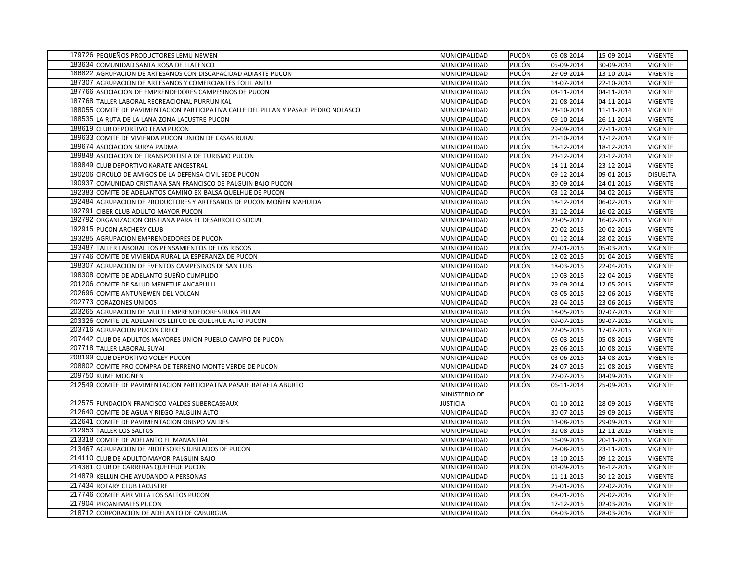| | | | | | | |
|---|---|---|---|---|---|---|
| 179726 | PEQUEÑOS PRODUCTORES LEMU NEWEN | MUNICIPALIDAD | PUCÓN | 05-08-2014 | 15-09-2014 | VIGENTE |
| 183634 | COMUNIDAD SANTA ROSA DE LLAFENCO | MUNICIPALIDAD | PUCÓN | 05-09-2014 | 30-09-2014 | VIGENTE |
| 186822 | AGRUPACION DE ARTESANOS CON DISCAPACIDAD ADIARTE PUCON | MUNICIPALIDAD | PUCÓN | 29-09-2014 | 13-10-2014 | VIGENTE |
| 187307 | AGRUPACION DE ARTESANOS Y COMERCIANTES FOLIL ANTU | MUNICIPALIDAD | PUCÓN | 14-07-2014 | 22-10-2014 | VIGENTE |
| 187766 | ASOCIACION DE EMPRENDEDORES CAMPESINOS DE PUCON | MUNICIPALIDAD | PUCÓN | 04-11-2014 | 04-11-2014 | VIGENTE |
| 187768 | TALLER LABORAL RECREACIONAL PURRUN KAL | MUNICIPALIDAD | PUCÓN | 21-08-2014 | 04-11-2014 | VIGENTE |
| 188055 | COMITE DE PAVIMENTACION PARTICIPATIVA CALLE DEL PILLAN Y PASAJE PEDRO NOLASCO | MUNICIPALIDAD | PUCÓN | 24-10-2014 | 11-11-2014 | VIGENTE |
| 188535 | LA RUTA DE LA LANA ZONA LACUSTRE PUCON | MUNICIPALIDAD | PUCÓN | 09-10-2014 | 26-11-2014 | VIGENTE |
| 188619 | CLUB DEPORTIVO TEAM PUCON | MUNICIPALIDAD | PUCÓN | 29-09-2014 | 27-11-2014 | VIGENTE |
| 189633 | COMITE DE VIVIENDA PUCON UNION DE CASAS RURAL | MUNICIPALIDAD | PUCÓN | 21-10-2014 | 17-12-2014 | VIGENTE |
| 189674 | ASOCIACION SURYA PADMA | MUNICIPALIDAD | PUCÓN | 18-12-2014 | 18-12-2014 | VIGENTE |
| 189848 | ASOCIACION DE TRANSPORTISTA DE TURISMO PUCON | MUNICIPALIDAD | PUCÓN | 23-12-2014 | 23-12-2014 | VIGENTE |
| 189849 | CLUB DEPORTIVO KARATE ANCESTRAL | MUNICIPALIDAD | PUCÓN | 14-11-2014 | 23-12-2014 | VIGENTE |
| 190206 | CIRCULO DE AMIGOS DE LA DEFENSA CIVIL SEDE PUCON | MUNICIPALIDAD | PUCÓN | 09-12-2014 | 09-01-2015 | DISUELTA |
| 190937 | COMUNIDAD CRISTIANA SAN FRANCISCO DE PALGUIN BAJO PUCON | MUNICIPALIDAD | PUCÓN | 30-09-2014 | 24-01-2015 | VIGENTE |
| 192383 | COMITE DE ADELANTOS CAMINO EX-BALSA QUELHUE DE PUCON | MUNICIPALIDAD | PUCÓN | 03-12-2014 | 04-02-2015 | VIGENTE |
| 192484 | AGRUPACION DE PRODUCTORES Y ARTESANOS DE PUCON MOÑEN MAHUIDA | MUNICIPALIDAD | PUCÓN | 18-12-2014 | 06-02-2015 | VIGENTE |
| 192791 | CIBER CLUB ADULTO MAYOR PUCON | MUNICIPALIDAD | PUCÓN | 31-12-2014 | 16-02-2015 | VIGENTE |
| 192792 | ORGANIZACION CRISTIANA PARA EL DESARROLLO SOCIAL | MUNICIPALIDAD | PUCÓN | 23-05-2012 | 16-02-2015 | VIGENTE |
| 192915 | PUCON ARCHERY CLUB | MUNICIPALIDAD | PUCÓN | 20-02-2015 | 20-02-2015 | VIGENTE |
| 193285 | AGRUPACION EMPRENDEDORES DE PUCON | MUNICIPALIDAD | PUCÓN | 01-12-2014 | 28-02-2015 | VIGENTE |
| 193487 | TALLER LABORAL LOS PENSAMIENTOS DE LOS RISCOS | MUNICIPALIDAD | PUCÓN | 22-01-2015 | 05-03-2015 | VIGENTE |
| 197746 | COMITE DE VIVIENDA RURAL LA ESPERANZA DE PUCON | MUNICIPALIDAD | PUCÓN | 12-02-2015 | 01-04-2015 | VIGENTE |
| 198307 | AGRUPACION DE EVENTOS CAMPESINOS DE SAN LUIS | MUNICIPALIDAD | PUCÓN | 18-03-2015 | 22-04-2015 | VIGENTE |
| 198308 | COMITE DE ADELANTO SUEÑO CUMPLIDO | MUNICIPALIDAD | PUCÓN | 10-03-2015 | 22-04-2015 | VIGENTE |
| 201206 | COMITE DE SALUD MENETUE ANCAPULLI | MUNICIPALIDAD | PUCÓN | 29-09-2014 | 12-05-2015 | VIGENTE |
| 202696 | COMITE ANTUNEWEN DEL VOLCAN | MUNICIPALIDAD | PUCÓN | 08-05-2015 | 22-06-2015 | VIGENTE |
| 202773 | CORAZONES UNIDOS | MUNICIPALIDAD | PUCÓN | 23-04-2015 | 23-06-2015 | VIGENTE |
| 203265 | AGRUPACION DE MULTI EMPRENDEDORES RUKA PILLAN | MUNICIPALIDAD | PUCÓN | 18-05-2015 | 07-07-2015 | VIGENTE |
| 203326 | COMITE DE ADELANTOS LLIFCO DE QUELHUE ALTO PUCON | MUNICIPALIDAD | PUCÓN | 09-07-2015 | 09-07-2015 | VIGENTE |
| 203716 | AGRUPACION PUCON CRECE | MUNICIPALIDAD | PUCÓN | 22-05-2015 | 17-07-2015 | VIGENTE |
| 207442 | CLUB DE ADULTOS MAYORES UNION PUEBLO CAMPO DE PUCON | MUNICIPALIDAD | PUCÓN | 05-03-2015 | 05-08-2015 | VIGENTE |
| 207718 | TALLER LABORAL SUYAI | MUNICIPALIDAD | PUCÓN | 25-06-2015 | 10-08-2015 | VIGENTE |
| 208199 | CLUB DEPORTIVO VOLEY PUCON | MUNICIPALIDAD | PUCÓN | 03-06-2015 | 14-08-2015 | VIGENTE |
| 208802 | COMITE PRO COMPRA DE TERRENO MONTE VERDE DE PUCON | MUNICIPALIDAD | PUCÓN | 24-07-2015 | 21-08-2015 | VIGENTE |
| 209750 | KUME MOGÑEN | MUNICIPALIDAD | PUCÓN | 27-07-2015 | 04-09-2015 | VIGENTE |
| 212549 | COMITE DE PAVIMENTACION PARTICIPATIVA PASAJE RAFAELA ABURTO | MUNICIPALIDAD | PUCÓN | 06-11-2014 | 25-09-2015 | VIGENTE |
| 212575 | FUNDACION FRANCISCO VALDES SUBERCASEAUX | MINISTERIO DE JUSTICIA | PUCÓN | 01-10-2012 | 28-09-2015 | VIGENTE |
| 212640 | COMITE DE AGUA Y RIEGO PALGUIN ALTO | MUNICIPALIDAD | PUCÓN | 30-07-2015 | 29-09-2015 | VIGENTE |
| 212641 | COMITE DE PAVIMENTACION OBISPO VALDES | MUNICIPALIDAD | PUCÓN | 13-08-2015 | 29-09-2015 | VIGENTE |
| 212953 | TALLER LOS SALTOS | MUNICIPALIDAD | PUCÓN | 31-08-2015 | 12-11-2015 | VIGENTE |
| 213318 | COMITE DE ADELANTO EL MANANTIAL | MUNICIPALIDAD | PUCÓN | 16-09-2015 | 20-11-2015 | VIGENTE |
| 213467 | AGRUPACION DE PROFESORES JUBILADOS DE PUCON | MUNICIPALIDAD | PUCÓN | 28-08-2015 | 23-11-2015 | VIGENTE |
| 214110 | CLUB DE ADULTO MAYOR PALGUIN BAJO | MUNICIPALIDAD | PUCÓN | 13-10-2015 | 09-12-2015 | VIGENTE |
| 214381 | CLUB DE CARRERAS QUELHUE PUCON | MUNICIPALIDAD | PUCÓN | 01-09-2015 | 16-12-2015 | VIGENTE |
| 214879 | KELLUN CHE AYUDANDO A PERSONAS | MUNICIPALIDAD | PUCÓN | 11-11-2015 | 30-12-2015 | VIGENTE |
| 217434 | ROTARY CLUB LACUSTRE | MUNICIPALIDAD | PUCÓN | 25-01-2016 | 22-02-2016 | VIGENTE |
| 217746 | COMITE APR VILLA LOS SALTOS PUCON | MUNICIPALIDAD | PUCÓN | 08-01-2016 | 29-02-2016 | VIGENTE |
| 217904 | PROANIMALES PUCON | MUNICIPALIDAD | PUCÓN | 17-12-2015 | 02-03-2016 | VIGENTE |
| 218712 | CORPORACION DE ADELANTO DE CABURGUA | MUNICIPALIDAD | PUCÓN | 08-03-2016 | 28-03-2016 | VIGENTE |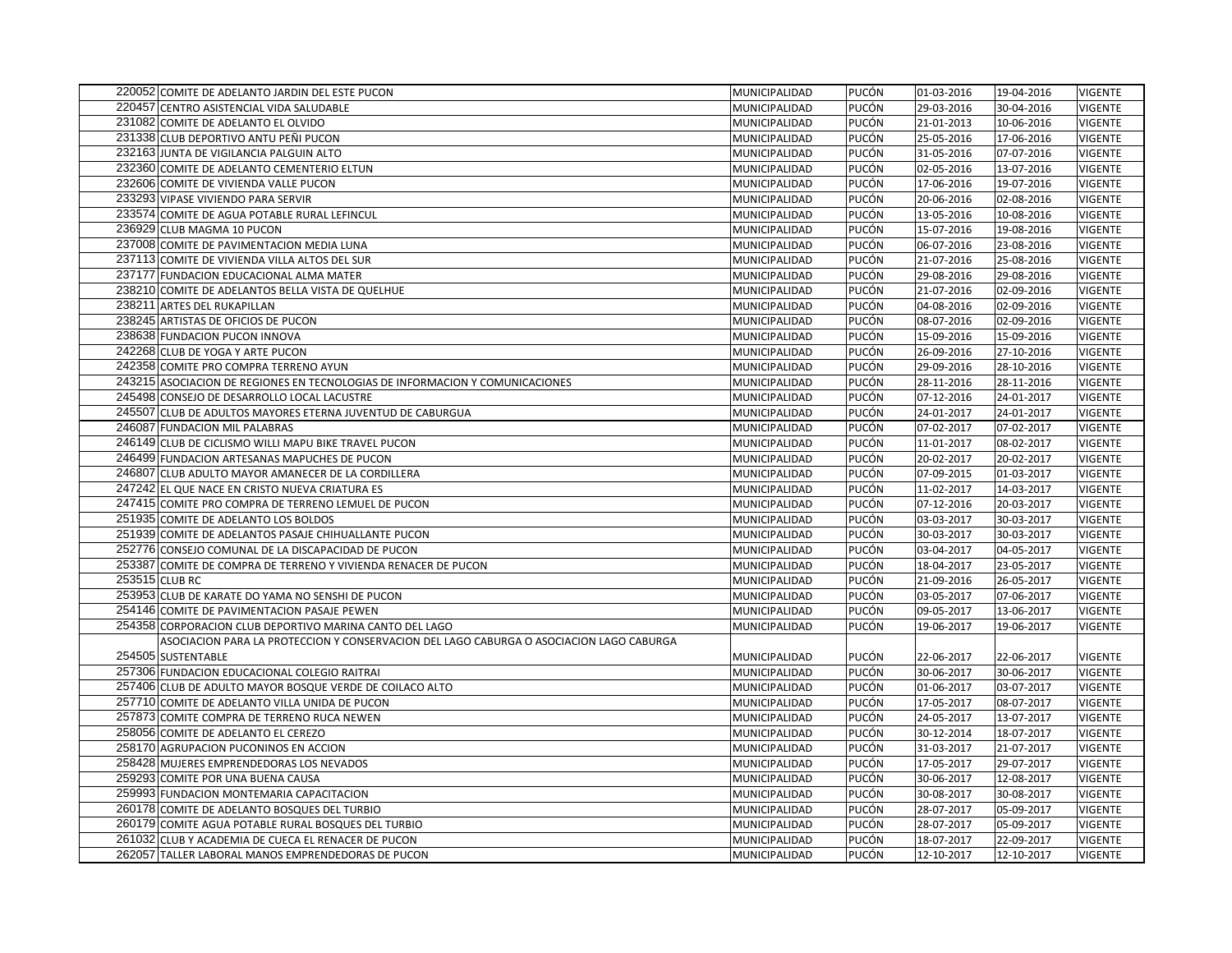| | | | | | | |
|---|---|---|---|---|---|---|
| 220052 | COMITE DE ADELANTO JARDIN DEL ESTE PUCON | MUNICIPALIDAD | PUCÓN | 01-03-2016 | 19-04-2016 | VIGENTE |
| 220457 | CENTRO ASISTENCIAL VIDA SALUDABLE | MUNICIPALIDAD | PUCÓN | 29-03-2016 | 30-04-2016 | VIGENTE |
| 231082 | COMITE DE ADELANTO EL OLVIDO | MUNICIPALIDAD | PUCÓN | 21-01-2013 | 10-06-2016 | VIGENTE |
| 231338 | CLUB DEPORTIVO ANTU PEÑI PUCON | MUNICIPALIDAD | PUCÓN | 25-05-2016 | 17-06-2016 | VIGENTE |
| 232163 | JUNTA DE VIGILANCIA PALGUIN ALTO | MUNICIPALIDAD | PUCÓN | 31-05-2016 | 07-07-2016 | VIGENTE |
| 232360 | COMITE DE ADELANTO CEMENTERIO ELTUN | MUNICIPALIDAD | PUCÓN | 02-05-2016 | 13-07-2016 | VIGENTE |
| 232606 | COMITE DE VIVIENDA VALLE PUCON | MUNICIPALIDAD | PUCÓN | 17-06-2016 | 19-07-2016 | VIGENTE |
| 233293 | VIPASE VIVIENDO PARA SERVIR | MUNICIPALIDAD | PUCÓN | 20-06-2016 | 02-08-2016 | VIGENTE |
| 233574 | COMITE DE AGUA POTABLE RURAL LEFINCUL | MUNICIPALIDAD | PUCÓN | 13-05-2016 | 10-08-2016 | VIGENTE |
| 236929 | CLUB MAGMA 10 PUCON | MUNICIPALIDAD | PUCÓN | 15-07-2016 | 19-08-2016 | VIGENTE |
| 237008 | COMITE DE PAVIMENTACION MEDIA LUNA | MUNICIPALIDAD | PUCÓN | 06-07-2016 | 23-08-2016 | VIGENTE |
| 237113 | COMITE DE VIVIENDA VILLA ALTOS DEL SUR | MUNICIPALIDAD | PUCÓN | 21-07-2016 | 25-08-2016 | VIGENTE |
| 237177 | FUNDACION EDUCACIONAL ALMA MATER | MUNICIPALIDAD | PUCÓN | 29-08-2016 | 29-08-2016 | VIGENTE |
| 238210 | COMITE DE ADELANTOS BELLA VISTA DE QUELHUE | MUNICIPALIDAD | PUCÓN | 21-07-2016 | 02-09-2016 | VIGENTE |
| 238211 | ARTES DEL RUKAPILLAN | MUNICIPALIDAD | PUCÓN | 04-08-2016 | 02-09-2016 | VIGENTE |
| 238245 | ARTISTAS DE OFICIOS DE PUCON | MUNICIPALIDAD | PUCÓN | 08-07-2016 | 02-09-2016 | VIGENTE |
| 238638 | FUNDACION PUCON INNOVA | MUNICIPALIDAD | PUCÓN | 15-09-2016 | 15-09-2016 | VIGENTE |
| 242268 | CLUB DE YOGA Y ARTE PUCON | MUNICIPALIDAD | PUCÓN | 26-09-2016 | 27-10-2016 | VIGENTE |
| 242358 | COMITE PRO COMPRA TERRENO AYUN | MUNICIPALIDAD | PUCÓN | 29-09-2016 | 28-10-2016 | VIGENTE |
| 243215 | ASOCIACION DE REGIONES EN TECNOLOGIAS DE INFORMACION Y COMUNICACIONES | MUNICIPALIDAD | PUCÓN | 28-11-2016 | 28-11-2016 | VIGENTE |
| 245498 | CONSEJO DE DESARROLLO LOCAL LACUSTRE | MUNICIPALIDAD | PUCÓN | 07-12-2016 | 24-01-2017 | VIGENTE |
| 245507 | CLUB DE ADULTOS MAYORES ETERNA JUVENTUD DE CABURGUA | MUNICIPALIDAD | PUCÓN | 24-01-2017 | 24-01-2017 | VIGENTE |
| 246087 | FUNDACION MIL PALABRAS | MUNICIPALIDAD | PUCÓN | 07-02-2017 | 07-02-2017 | VIGENTE |
| 246149 | CLUB DE CICLISMO WILLI MAPU BIKE TRAVEL PUCON | MUNICIPALIDAD | PUCÓN | 11-01-2017 | 08-02-2017 | VIGENTE |
| 246499 | FUNDACION ARTESANAS MAPUCHES DE PUCON | MUNICIPALIDAD | PUCÓN | 20-02-2017 | 20-02-2017 | VIGENTE |
| 246807 | CLUB ADULTO MAYOR AMANECER DE LA CORDILLERA | MUNICIPALIDAD | PUCÓN | 07-09-2015 | 01-03-2017 | VIGENTE |
| 247242 | EL QUE NACE EN CRISTO NUEVA CRIATURA ES | MUNICIPALIDAD | PUCÓN | 11-02-2017 | 14-03-2017 | VIGENTE |
| 247415 | COMITE PRO COMPRA DE TERRENO LEMUEL DE PUCON | MUNICIPALIDAD | PUCÓN | 07-12-2016 | 20-03-2017 | VIGENTE |
| 251935 | COMITE DE ADELANTO LOS BOLDOS | MUNICIPALIDAD | PUCÓN | 03-03-2017 | 30-03-2017 | VIGENTE |
| 251939 | COMITE DE ADELANTOS PASAJE CHIHUALLANTE PUCON | MUNICIPALIDAD | PUCÓN | 30-03-2017 | 30-03-2017 | VIGENTE |
| 252776 | CONSEJO COMUNAL DE LA DISCAPACIDAD DE PUCON | MUNICIPALIDAD | PUCÓN | 03-04-2017 | 04-05-2017 | VIGENTE |
| 253387 | COMITE DE COMPRA DE TERRENO Y VIVIENDA RENACER DE PUCON | MUNICIPALIDAD | PUCÓN | 18-04-2017 | 23-05-2017 | VIGENTE |
| 253515 | CLUB RC | MUNICIPALIDAD | PUCÓN | 21-09-2016 | 26-05-2017 | VIGENTE |
| 253953 | CLUB DE KARATE DO YAMA NO SENSHI DE PUCON | MUNICIPALIDAD | PUCÓN | 03-05-2017 | 07-06-2017 | VIGENTE |
| 254146 | COMITE DE PAVIMENTACION PASAJE PEWEN | MUNICIPALIDAD | PUCÓN | 09-05-2017 | 13-06-2017 | VIGENTE |
| 254358 | CORPORACION CLUB DEPORTIVO MARINA CANTO DEL LAGO | MUNICIPALIDAD | PUCÓN | 19-06-2017 | 19-06-2017 | VIGENTE |
| 254505 | ASOCIACION PARA LA PROTECCION Y CONSERVACION DEL LAGO CABURGA O ASOCIACION LAGO CABURGA SUSTENTABLE | MUNICIPALIDAD | PUCÓN | 22-06-2017 | 22-06-2017 | VIGENTE |
| 257306 | FUNDACION EDUCACIONAL COLEGIO RAITRAI | MUNICIPALIDAD | PUCÓN | 30-06-2017 | 30-06-2017 | VIGENTE |
| 257406 | CLUB DE ADULTO MAYOR BOSQUE VERDE DE COILACO ALTO | MUNICIPALIDAD | PUCÓN | 01-06-2017 | 03-07-2017 | VIGENTE |
| 257710 | COMITE DE ADELANTO VILLA UNIDA DE PUCON | MUNICIPALIDAD | PUCÓN | 17-05-2017 | 08-07-2017 | VIGENTE |
| 257873 | COMITE COMPRA DE TERRENO RUCA NEWEN | MUNICIPALIDAD | PUCÓN | 24-05-2017 | 13-07-2017 | VIGENTE |
| 258056 | COMITE DE ADELANTO EL CEREZO | MUNICIPALIDAD | PUCÓN | 30-12-2014 | 18-07-2017 | VIGENTE |
| 258170 | AGRUPACION PUCONINOS EN ACCION | MUNICIPALIDAD | PUCÓN | 31-03-2017 | 21-07-2017 | VIGENTE |
| 258428 | MUJERES EMPRENDEDORAS LOS NEVADOS | MUNICIPALIDAD | PUCÓN | 17-05-2017 | 29-07-2017 | VIGENTE |
| 259293 | COMITE POR UNA BUENA CAUSA | MUNICIPALIDAD | PUCÓN | 30-06-2017 | 12-08-2017 | VIGENTE |
| 259993 | FUNDACION MONTEMARIA CAPACITACION | MUNICIPALIDAD | PUCÓN | 30-08-2017 | 30-08-2017 | VIGENTE |
| 260178 | COMITE DE ADELANTO BOSQUES DEL TURBIO | MUNICIPALIDAD | PUCÓN | 28-07-2017 | 05-09-2017 | VIGENTE |
| 260179 | COMITE AGUA POTABLE RURAL BOSQUES DEL TURBIO | MUNICIPALIDAD | PUCÓN | 28-07-2017 | 05-09-2017 | VIGENTE |
| 261032 | CLUB Y ACADEMIA DE CUECA EL RENACER DE PUCON | MUNICIPALIDAD | PUCÓN | 18-07-2017 | 22-09-2017 | VIGENTE |
| 262057 | TALLER LABORAL MANOS EMPRENDEDORAS DE PUCON | MUNICIPALIDAD | PUCÓN | 12-10-2017 | 12-10-2017 | VIGENTE |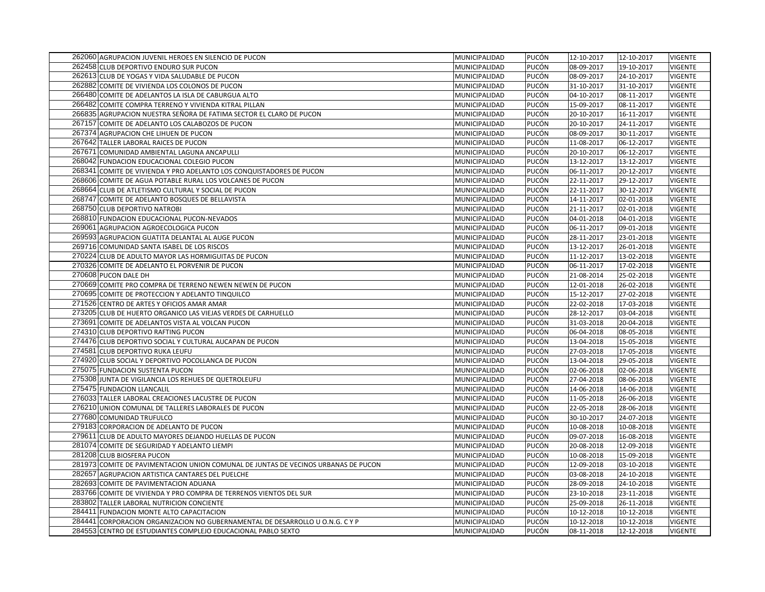| | | | | | | |
|---|---|---|---|---|---|---|
| 262060 | AGRUPACION JUVENIL HEROES EN SILENCIO DE PUCON | MUNICIPALIDAD | PUCÓN | 12-10-2017 | 12-10-2017 | VIGENTE |
| 262458 | CLUB DEPORTIVO ENDURO SUR PUCON | MUNICIPALIDAD | PUCÓN | 08-09-2017 | 19-10-2017 | VIGENTE |
| 262613 | CLUB DE YOGAS Y VIDA SALUDABLE DE PUCON | MUNICIPALIDAD | PUCÓN | 08-09-2017 | 24-10-2017 | VIGENTE |
| 262882 | COMITE DE VIVIENDA LOS COLONOS DE PUCON | MUNICIPALIDAD | PUCÓN | 31-10-2017 | 31-10-2017 | VIGENTE |
| 266480 | COMITE DE ADELANTOS LA ISLA DE CABURGUA ALTO | MUNICIPALIDAD | PUCÓN | 04-10-2017 | 08-11-2017 | VIGENTE |
| 266482 | COMITE COMPRA TERRENO Y VIVIENDA KITRAL PILLAN | MUNICIPALIDAD | PUCÓN | 15-09-2017 | 08-11-2017 | VIGENTE |
| 266835 | AGRUPACION NUESTRA SEÑORA DE FATIMA SECTOR EL CLARO DE PUCON | MUNICIPALIDAD | PUCÓN | 20-10-2017 | 16-11-2017 | VIGENTE |
| 267157 | COMITE DE ADELANTO LOS CALABOZOS DE PUCON | MUNICIPALIDAD | PUCÓN | 20-10-2017 | 24-11-2017 | VIGENTE |
| 267374 | AGRUPACION CHE LIHUEN DE PUCON | MUNICIPALIDAD | PUCÓN | 08-09-2017 | 30-11-2017 | VIGENTE |
| 267642 | TALLER LABORAL RAICES DE PUCON | MUNICIPALIDAD | PUCÓN | 11-08-2017 | 06-12-2017 | VIGENTE |
| 267671 | COMUNIDAD AMBIENTAL LAGUNA ANCAPULLI | MUNICIPALIDAD | PUCÓN | 20-10-2017 | 06-12-2017 | VIGENTE |
| 268042 | FUNDACION EDUCACIONAL COLEGIO PUCON | MUNICIPALIDAD | PUCÓN | 13-12-2017 | 13-12-2017 | VIGENTE |
| 268341 | COMITE DE VIVIENDA Y PRO ADELANTO LOS CONQUISTADORES DE PUCON | MUNICIPALIDAD | PUCÓN | 06-11-2017 | 20-12-2017 | VIGENTE |
| 268606 | COMITE DE AGUA POTABLE RURAL LOS VOLCANES DE PUCON | MUNICIPALIDAD | PUCÓN | 22-11-2017 | 29-12-2017 | VIGENTE |
| 268664 | CLUB DE ATLETISMO CULTURAL Y SOCIAL DE PUCON | MUNICIPALIDAD | PUCÓN | 22-11-2017 | 30-12-2017 | VIGENTE |
| 268747 | COMITE DE ADELANTO BOSQUES DE BELLAVISTA | MUNICIPALIDAD | PUCÓN | 14-11-2017 | 02-01-2018 | VIGENTE |
| 268750 | CLUB DEPORTIVO NATROBI | MUNICIPALIDAD | PUCÓN | 21-11-2017 | 02-01-2018 | VIGENTE |
| 268810 | FUNDACION EDUCACIONAL PUCON-NEVADOS | MUNICIPALIDAD | PUCÓN | 04-01-2018 | 04-01-2018 | VIGENTE |
| 269061 | AGRUPACION AGROECOLOGICA PUCON | MUNICIPALIDAD | PUCÓN | 06-11-2017 | 09-01-2018 | VIGENTE |
| 269593 | AGRUPACION GUATITA DELANTAL AL AUGE PUCON | MUNICIPALIDAD | PUCÓN | 28-11-2017 | 23-01-2018 | VIGENTE |
| 269716 | COMUNIDAD SANTA ISABEL DE LOS RISCOS | MUNICIPALIDAD | PUCÓN | 13-12-2017 | 26-01-2018 | VIGENTE |
| 270224 | CLUB DE ADULTO MAYOR LAS HORMIGUITAS DE PUCON | MUNICIPALIDAD | PUCÓN | 11-12-2017 | 13-02-2018 | VIGENTE |
| 270326 | COMITE DE ADELANTO EL PORVENIR DE PUCON | MUNICIPALIDAD | PUCÓN | 06-11-2017 | 17-02-2018 | VIGENTE |
| 270608 | PUCON DALE DH | MUNICIPALIDAD | PUCÓN | 21-08-2014 | 25-02-2018 | VIGENTE |
| 270669 | COMITE PRO COMPRA DE TERRENO NEWEN NEWEN DE PUCON | MUNICIPALIDAD | PUCÓN | 12-01-2018 | 26-02-2018 | VIGENTE |
| 270695 | COMITE DE PROTECCION Y ADELANTO TINQUILCO | MUNICIPALIDAD | PUCÓN | 15-12-2017 | 27-02-2018 | VIGENTE |
| 271526 | CENTRO DE ARTES Y OFICIOS AMAR AMAR | MUNICIPALIDAD | PUCÓN | 22-02-2018 | 17-03-2018 | VIGENTE |
| 273205 | CLUB DE HUERTO ORGANICO LAS VIEJAS VERDES DE CARHUELLO | MUNICIPALIDAD | PUCÓN | 28-12-2017 | 03-04-2018 | VIGENTE |
| 273691 | COMITE DE ADELANTOS VISTA AL VOLCAN PUCON | MUNICIPALIDAD | PUCÓN | 31-03-2018 | 20-04-2018 | VIGENTE |
| 274310 | CLUB DEPORTIVO RAFTING PUCON | MUNICIPALIDAD | PUCÓN | 06-04-2018 | 08-05-2018 | VIGENTE |
| 274476 | CLUB DEPORTIVO SOCIAL Y CULTURAL AUCAPAN DE PUCON | MUNICIPALIDAD | PUCÓN | 13-04-2018 | 15-05-2018 | VIGENTE |
| 274581 | CLUB DEPORTIVO RUKA LEUFU | MUNICIPALIDAD | PUCÓN | 27-03-2018 | 17-05-2018 | VIGENTE |
| 274920 | CLUB SOCIAL Y DEPORTIVO POCOLLANCA DE PUCON | MUNICIPALIDAD | PUCÓN | 13-04-2018 | 29-05-2018 | VIGENTE |
| 275075 | FUNDACION SUSTENTA PUCON | MUNICIPALIDAD | PUCÓN | 02-06-2018 | 02-06-2018 | VIGENTE |
| 275308 | JUNTA DE VIGILANCIA LOS REHUES DE QUETROLEUFU | MUNICIPALIDAD | PUCÓN | 27-04-2018 | 08-06-2018 | VIGENTE |
| 275475 | FUNDACION LLANCALIL | MUNICIPALIDAD | PUCÓN | 14-06-2018 | 14-06-2018 | VIGENTE |
| 276033 | TALLER LABORAL CREACIONES LACUSTRE DE PUCON | MUNICIPALIDAD | PUCÓN | 11-05-2018 | 26-06-2018 | VIGENTE |
| 276210 | UNION COMUNAL DE TALLERES LABORALES DE PUCON | MUNICIPALIDAD | PUCÓN | 22-05-2018 | 28-06-2018 | VIGENTE |
| 277680 | COMUNIDAD TRUFULCO | MUNICIPALIDAD | PUCÓN | 30-10-2017 | 24-07-2018 | VIGENTE |
| 279183 | CORPORACION DE ADELANTO DE PUCON | MUNICIPALIDAD | PUCÓN | 10-08-2018 | 10-08-2018 | VIGENTE |
| 279611 | CLUB DE ADULTO MAYORES DEJANDO HUELLAS DE PUCON | MUNICIPALIDAD | PUCÓN | 09-07-2018 | 16-08-2018 | VIGENTE |
| 281074 | COMITE DE SEGURIDAD Y ADELANTO LIEMPI | MUNICIPALIDAD | PUCÓN | 20-08-2018 | 12-09-2018 | VIGENTE |
| 281208 | CLUB BIOSFERA PUCON | MUNICIPALIDAD | PUCÓN | 10-08-2018 | 15-09-2018 | VIGENTE |
| 281973 | COMITE DE PAVIMENTACION UNION COMUNAL DE JUNTAS DE VECINOS URBANAS DE PUCON | MUNICIPALIDAD | PUCÓN | 12-09-2018 | 03-10-2018 | VIGENTE |
| 282657 | AGRUPACION ARTISTICA CANTARES DEL PUELCHE | MUNICIPALIDAD | PUCÓN | 03-08-2018 | 24-10-2018 | VIGENTE |
| 282693 | COMITE DE PAVIMENTACION ADUANA | MUNICIPALIDAD | PUCÓN | 28-09-2018 | 24-10-2018 | VIGENTE |
| 283766 | COMITE DE VIVIENDA Y PRO COMPRA DE TERRENOS VIENTOS DEL SUR | MUNICIPALIDAD | PUCÓN | 23-10-2018 | 23-11-2018 | VIGENTE |
| 283802 | TALLER LABORAL NUTRICION CONCIENTE | MUNICIPALIDAD | PUCÓN | 25-09-2018 | 26-11-2018 | VIGENTE |
| 284411 | FUNDACION MONTE ALTO CAPACITACION | MUNICIPALIDAD | PUCÓN | 10-12-2018 | 10-12-2018 | VIGENTE |
| 284441 | CORPORACION ORGANIZACION NO GUBERNAMENTAL DE DESARROLLO U O.N.G. C Y P | MUNICIPALIDAD | PUCÓN | 10-12-2018 | 10-12-2018 | VIGENTE |
| 284553 | CENTRO DE ESTUDIANTES COMPLEJO EDUCACIONAL PABLO SEXTO | MUNICIPALIDAD | PUCÓN | 08-11-2018 | 12-12-2018 | VIGENTE |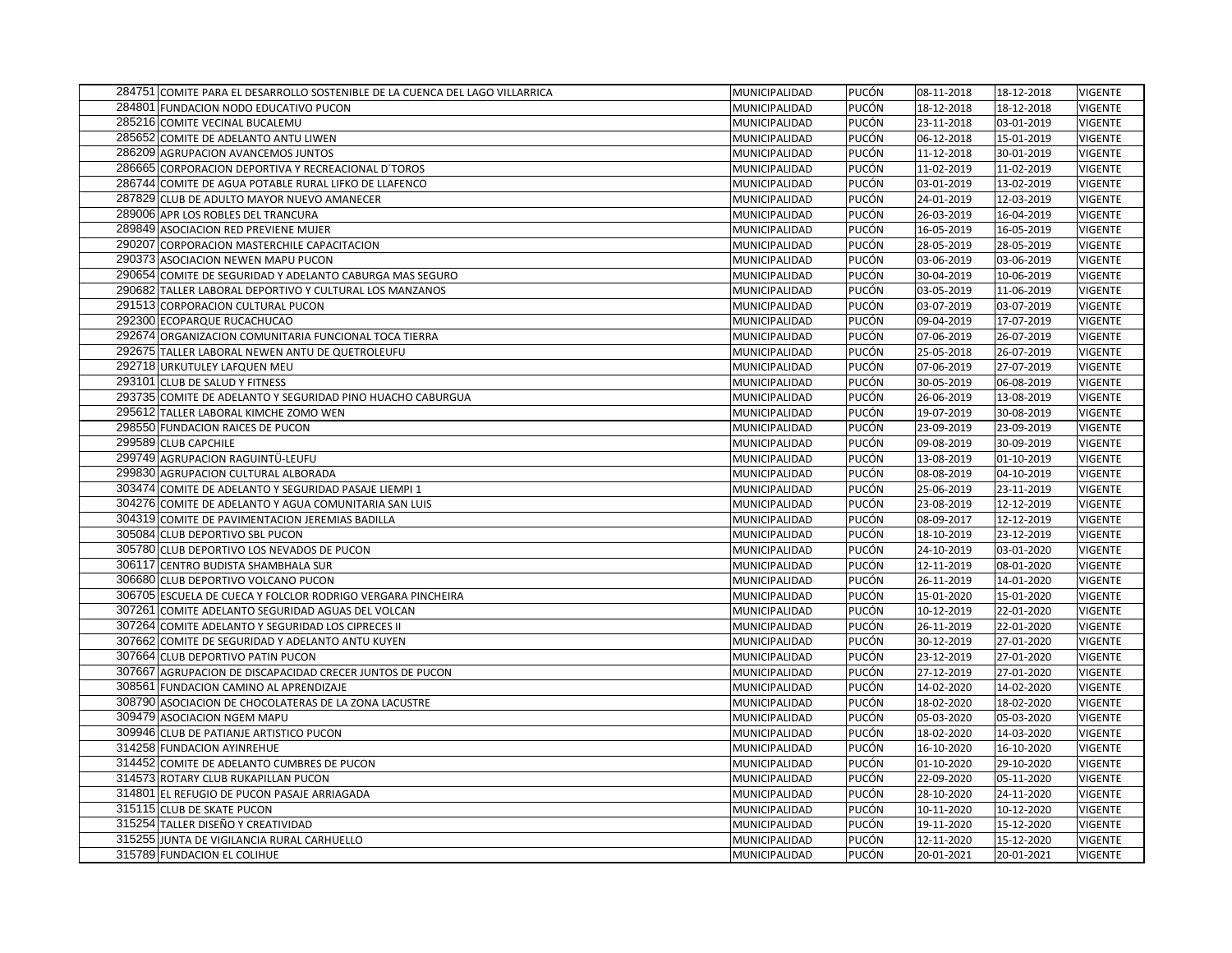| | | | | | | |
|---|---|---|---|---|---|---|
| 284751 | COMITE PARA EL DESARROLLO SOSTENIBLE DE LA CUENCA DEL LAGO VILLARRICA | MUNICIPALIDAD | PUCÓN | 08-11-2018 | 18-12-2018 | VIGENTE |
| 284801 | FUNDACION NODO EDUCATIVO PUCON | MUNICIPALIDAD | PUCÓN | 18-12-2018 | 18-12-2018 | VIGENTE |
| 285216 | COMITE VECINAL BUCALEMU | MUNICIPALIDAD | PUCÓN | 23-11-2018 | 03-01-2019 | VIGENTE |
| 285652 | COMITE DE ADELANTO ANTU LIWEN | MUNICIPALIDAD | PUCÓN | 06-12-2018 | 15-01-2019 | VIGENTE |
| 286209 | AGRUPACION AVANCEMOS JUNTOS | MUNICIPALIDAD | PUCÓN | 11-12-2018 | 30-01-2019 | VIGENTE |
| 286665 | CORPORACION DEPORTIVA Y RECREACIONAL D´TOROS | MUNICIPALIDAD | PUCÓN | 11-02-2019 | 11-02-2019 | VIGENTE |
| 286744 | COMITE DE AGUA POTABLE RURAL LIFKO DE LLAFENCO | MUNICIPALIDAD | PUCÓN | 03-01-2019 | 13-02-2019 | VIGENTE |
| 287829 | CLUB DE ADULTO MAYOR NUEVO AMANECER | MUNICIPALIDAD | PUCÓN | 24-01-2019 | 12-03-2019 | VIGENTE |
| 289006 | APR LOS ROBLES DEL TRANCURA | MUNICIPALIDAD | PUCÓN | 26-03-2019 | 16-04-2019 | VIGENTE |
| 289849 | ASOCIACION RED PREVIENE MUJER | MUNICIPALIDAD | PUCÓN | 16-05-2019 | 16-05-2019 | VIGENTE |
| 290207 | CORPORACION MASTERCHILE CAPACITACION | MUNICIPALIDAD | PUCÓN | 28-05-2019 | 28-05-2019 | VIGENTE |
| 290373 | ASOCIACION NEWEN MAPU PUCON | MUNICIPALIDAD | PUCÓN | 03-06-2019 | 03-06-2019 | VIGENTE |
| 290654 | COMITE DE SEGURIDAD Y ADELANTO CABURGA MAS SEGURO | MUNICIPALIDAD | PUCÓN | 30-04-2019 | 10-06-2019 | VIGENTE |
| 290682 | TALLER LABORAL DEPORTIVO Y CULTURAL LOS MANZANOS | MUNICIPALIDAD | PUCÓN | 03-05-2019 | 11-06-2019 | VIGENTE |
| 291513 | CORPORACION CULTURAL PUCON | MUNICIPALIDAD | PUCÓN | 03-07-2019 | 03-07-2019 | VIGENTE |
| 292300 | ECOPARQUE RUCACHUCAO | MUNICIPALIDAD | PUCÓN | 09-04-2019 | 17-07-2019 | VIGENTE |
| 292674 | ORGANIZACION COMUNITARIA FUNCIONAL TOCA TIERRA | MUNICIPALIDAD | PUCÓN | 07-06-2019 | 26-07-2019 | VIGENTE |
| 292675 | TALLER LABORAL NEWEN ANTU DE QUETROLEUFU | MUNICIPALIDAD | PUCÓN | 25-05-2018 | 26-07-2019 | VIGENTE |
| 292718 | URKUTULEY LAFQUEN MEU | MUNICIPALIDAD | PUCÓN | 07-06-2019 | 27-07-2019 | VIGENTE |
| 293101 | CLUB DE SALUD Y FITNESS | MUNICIPALIDAD | PUCÓN | 30-05-2019 | 06-08-2019 | VIGENTE |
| 293735 | COMITE DE ADELANTO Y SEGURIDAD PINO HUACHO CABURGUA | MUNICIPALIDAD | PUCÓN | 26-06-2019 | 13-08-2019 | VIGENTE |
| 295612 | TALLER LABORAL KIMCHE ZOMO WEN | MUNICIPALIDAD | PUCÓN | 19-07-2019 | 30-08-2019 | VIGENTE |
| 298550 | FUNDACION RAICES DE PUCON | MUNICIPALIDAD | PUCÓN | 23-09-2019 | 23-09-2019 | VIGENTE |
| 299589 | CLUB CAPCHILE | MUNICIPALIDAD | PUCÓN | 09-08-2019 | 30-09-2019 | VIGENTE |
| 299749 | AGRUPACION RAGUINTÜ-LEUFU | MUNICIPALIDAD | PUCÓN | 13-08-2019 | 01-10-2019 | VIGENTE |
| 299830 | AGRUPACION CULTURAL ALBORADA | MUNICIPALIDAD | PUCÓN | 08-08-2019 | 04-10-2019 | VIGENTE |
| 303474 | COMITE DE ADELANTO Y SEGURIDAD PASAJE LIEMPI 1 | MUNICIPALIDAD | PUCÓN | 25-06-2019 | 23-11-2019 | VIGENTE |
| 304276 | COMITE DE ADELANTO Y AGUA COMUNITARIA SAN LUIS | MUNICIPALIDAD | PUCÓN | 23-08-2019 | 12-12-2019 | VIGENTE |
| 304319 | COMITE DE PAVIMENTACION JEREMIAS BADILLA | MUNICIPALIDAD | PUCÓN | 08-09-2017 | 12-12-2019 | VIGENTE |
| 305084 | CLUB DEPORTIVO SBL PUCON | MUNICIPALIDAD | PUCÓN | 18-10-2019 | 23-12-2019 | VIGENTE |
| 305780 | CLUB DEPORTIVO LOS NEVADOS DE PUCON | MUNICIPALIDAD | PUCÓN | 24-10-2019 | 03-01-2020 | VIGENTE |
| 306117 | CENTRO BUDISTA SHAMBHALA SUR | MUNICIPALIDAD | PUCÓN | 12-11-2019 | 08-01-2020 | VIGENTE |
| 306680 | CLUB DEPORTIVO VOLCANO PUCON | MUNICIPALIDAD | PUCÓN | 26-11-2019 | 14-01-2020 | VIGENTE |
| 306705 | ESCUELA DE CUECA Y FOLCLOR RODRIGO VERGARA PINCHEIRA | MUNICIPALIDAD | PUCÓN | 15-01-2020 | 15-01-2020 | VIGENTE |
| 307261 | COMITE ADELANTO SEGURIDAD AGUAS DEL VOLCAN | MUNICIPALIDAD | PUCÓN | 10-12-2019 | 22-01-2020 | VIGENTE |
| 307264 | COMITE ADELANTO Y SEGURIDAD LOS CIPRECES II | MUNICIPALIDAD | PUCÓN | 26-11-2019 | 22-01-2020 | VIGENTE |
| 307662 | COMITE DE SEGURIDAD Y ADELANTO ANTU KUYEN | MUNICIPALIDAD | PUCÓN | 30-12-2019 | 27-01-2020 | VIGENTE |
| 307664 | CLUB DEPORTIVO PATIN PUCON | MUNICIPALIDAD | PUCÓN | 23-12-2019 | 27-01-2020 | VIGENTE |
| 307667 | AGRUPACION DE DISCAPACIDAD CRECER JUNTOS DE PUCON | MUNICIPALIDAD | PUCÓN | 27-12-2019 | 27-01-2020 | VIGENTE |
| 308561 | FUNDACION CAMINO AL APRENDIZAJE | MUNICIPALIDAD | PUCÓN | 14-02-2020 | 14-02-2020 | VIGENTE |
| 308790 | ASOCIACION DE CHOCOLATERAS DE LA ZONA LACUSTRE | MUNICIPALIDAD | PUCÓN | 18-02-2020 | 18-02-2020 | VIGENTE |
| 309479 | ASOCIACION NGEM MAPU | MUNICIPALIDAD | PUCÓN | 05-03-2020 | 05-03-2020 | VIGENTE |
| 309946 | CLUB DE PATIANJE ARTISTICO PUCON | MUNICIPALIDAD | PUCÓN | 18-02-2020 | 14-03-2020 | VIGENTE |
| 314258 | FUNDACION AYINREHUE | MUNICIPALIDAD | PUCÓN | 16-10-2020 | 16-10-2020 | VIGENTE |
| 314452 | COMITE DE ADELANTO CUMBRES DE PUCON | MUNICIPALIDAD | PUCÓN | 01-10-2020 | 29-10-2020 | VIGENTE |
| 314573 | ROTARY CLUB RUKAPILLAN PUCON | MUNICIPALIDAD | PUCÓN | 22-09-2020 | 05-11-2020 | VIGENTE |
| 314801 | EL REFUGIO DE PUCON PASAJE ARRIAGADA | MUNICIPALIDAD | PUCÓN | 28-10-2020 | 24-11-2020 | VIGENTE |
| 315115 | CLUB DE SKATE PUCON | MUNICIPALIDAD | PUCÓN | 10-11-2020 | 10-12-2020 | VIGENTE |
| 315254 | TALLER DISEÑO Y CREATIVIDAD | MUNICIPALIDAD | PUCÓN | 19-11-2020 | 15-12-2020 | VIGENTE |
| 315255 | JUNTA DE VIGILANCIA RURAL CARHUELLO | MUNICIPALIDAD | PUCÓN | 12-11-2020 | 15-12-2020 | VIGENTE |
| 315789 | FUNDACION EL COLIHUE | MUNICIPALIDAD | PUCÓN | 20-01-2021 | 20-01-2021 | VIGENTE |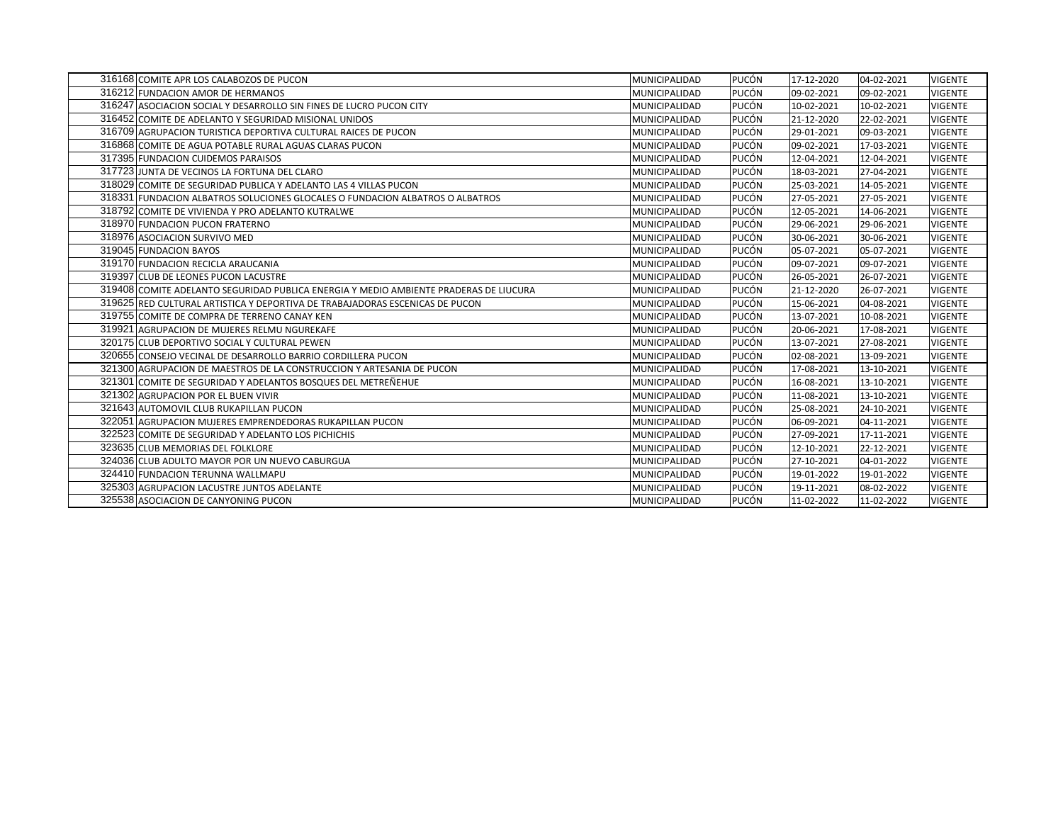| | | | | | | |
|---|---|---|---|---|---|---|
| 316168 | COMITE APR LOS CALABOZOS DE PUCON | MUNICIPALIDAD | PUCÓN | 17-12-2020 | 04-02-2021 | VIGENTE |
| 316212 | FUNDACION AMOR DE HERMANOS | MUNICIPALIDAD | PUCÓN | 09-02-2021 | 09-02-2021 | VIGENTE |
| 316247 | ASOCIACION SOCIAL Y DESARROLLO SIN FINES DE LUCRO PUCON CITY | MUNICIPALIDAD | PUCÓN | 10-02-2021 | 10-02-2021 | VIGENTE |
| 316452 | COMITE DE ADELANTO Y SEGURIDAD MISIONAL UNIDOS | MUNICIPALIDAD | PUCÓN | 21-12-2020 | 22-02-2021 | VIGENTE |
| 316709 | AGRUPACION TURISTICA DEPORTIVA CULTURAL RAICES DE PUCON | MUNICIPALIDAD | PUCÓN | 29-01-2021 | 09-03-2021 | VIGENTE |
| 316868 | COMITE DE AGUA POTABLE RURAL AGUAS CLARAS PUCON | MUNICIPALIDAD | PUCÓN | 09-02-2021 | 17-03-2021 | VIGENTE |
| 317395 | FUNDACION CUIDEMOS PARAISOS | MUNICIPALIDAD | PUCÓN | 12-04-2021 | 12-04-2021 | VIGENTE |
| 317723 | JUNTA DE VECINOS LA FORTUNA DEL CLARO | MUNICIPALIDAD | PUCÓN | 18-03-2021 | 27-04-2021 | VIGENTE |
| 318029 | COMITE DE SEGURIDAD PUBLICA Y ADELANTO LAS 4 VILLAS PUCON | MUNICIPALIDAD | PUCÓN | 25-03-2021 | 14-05-2021 | VIGENTE |
| 318331 | FUNDACION ALBATROS SOLUCIONES GLOCALES O FUNDACION ALBATROS O ALBATROS | MUNICIPALIDAD | PUCÓN | 27-05-2021 | 27-05-2021 | VIGENTE |
| 318792 | COMITE DE VIVIENDA Y PRO ADELANTO KUTRALWE | MUNICIPALIDAD | PUCÓN | 12-05-2021 | 14-06-2021 | VIGENTE |
| 318970 | FUNDACION PUCON FRATERNO | MUNICIPALIDAD | PUCÓN | 29-06-2021 | 29-06-2021 | VIGENTE |
| 318976 | ASOCIACION SURVIVO MED | MUNICIPALIDAD | PUCÓN | 30-06-2021 | 30-06-2021 | VIGENTE |
| 319045 | FUNDACION BAYOS | MUNICIPALIDAD | PUCÓN | 05-07-2021 | 05-07-2021 | VIGENTE |
| 319170 | FUNDACION RECICLA ARAUCANIA | MUNICIPALIDAD | PUCÓN | 09-07-2021 | 09-07-2021 | VIGENTE |
| 319397 | CLUB DE LEONES PUCON LACUSTRE | MUNICIPALIDAD | PUCÓN | 26-05-2021 | 26-07-2021 | VIGENTE |
| 319408 | COMITE ADELANTO SEGURIDAD PUBLICA ENERGIA Y MEDIO AMBIENTE PRADERAS DE LIUCURA | MUNICIPALIDAD | PUCÓN | 21-12-2020 | 26-07-2021 | VIGENTE |
| 319625 | RED CULTURAL ARTISTICA Y DEPORTIVA DE TRABAJADORAS ESCENICAS DE PUCON | MUNICIPALIDAD | PUCÓN | 15-06-2021 | 04-08-2021 | VIGENTE |
| 319755 | COMITE DE COMPRA DE TERRENO CANAY KEN | MUNICIPALIDAD | PUCÓN | 13-07-2021 | 10-08-2021 | VIGENTE |
| 319921 | AGRUPACION DE MUJERES RELMU NGUREKAFE | MUNICIPALIDAD | PUCÓN | 20-06-2021 | 17-08-2021 | VIGENTE |
| 320175 | CLUB DEPORTIVO SOCIAL Y CULTURAL PEWEN | MUNICIPALIDAD | PUCÓN | 13-07-2021 | 27-08-2021 | VIGENTE |
| 320655 | CONSEJO VECINAL DE DESARROLLO BARRIO CORDILLERA PUCON | MUNICIPALIDAD | PUCÓN | 02-08-2021 | 13-09-2021 | VIGENTE |
| 321300 | AGRUPACION DE MAESTROS DE LA CONSTRUCCION Y ARTESANIA DE PUCON | MUNICIPALIDAD | PUCÓN | 17-08-2021 | 13-10-2021 | VIGENTE |
| 321301 | COMITE DE SEGURIDAD Y ADELANTOS BOSQUES DEL METREÑEHUE | MUNICIPALIDAD | PUCÓN | 16-08-2021 | 13-10-2021 | VIGENTE |
| 321302 | AGRUPACION POR EL BUEN VIVIR | MUNICIPALIDAD | PUCÓN | 11-08-2021 | 13-10-2021 | VIGENTE |
| 321643 | AUTOMOVIL CLUB RUKAPILLAN PUCON | MUNICIPALIDAD | PUCÓN | 25-08-2021 | 24-10-2021 | VIGENTE |
| 322051 | AGRUPACION MUJERES EMPRENDEDORAS RUKAPILLAN PUCON | MUNICIPALIDAD | PUCÓN | 06-09-2021 | 04-11-2021 | VIGENTE |
| 322523 | COMITE DE SEGURIDAD Y ADELANTO LOS PICHICHIS | MUNICIPALIDAD | PUCÓN | 27-09-2021 | 17-11-2021 | VIGENTE |
| 323635 | CLUB MEMORIAS DEL FOLKLORE | MUNICIPALIDAD | PUCÓN | 12-10-2021 | 22-12-2021 | VIGENTE |
| 324036 | CLUB ADULTO MAYOR POR UN NUEVO CABURGUA | MUNICIPALIDAD | PUCÓN | 27-10-2021 | 04-01-2022 | VIGENTE |
| 324410 | FUNDACION TERUNNA WALLMAPU | MUNICIPALIDAD | PUCÓN | 19-01-2022 | 19-01-2022 | VIGENTE |
| 325303 | AGRUPACION LACUSTRE JUNTOS ADELANTE | MUNICIPALIDAD | PUCÓN | 19-11-2021 | 08-02-2022 | VIGENTE |
| 325538 | ASOCIACION DE CANYONING PUCON | MUNICIPALIDAD | PUCÓN | 11-02-2022 | 11-02-2022 | VIGENTE |